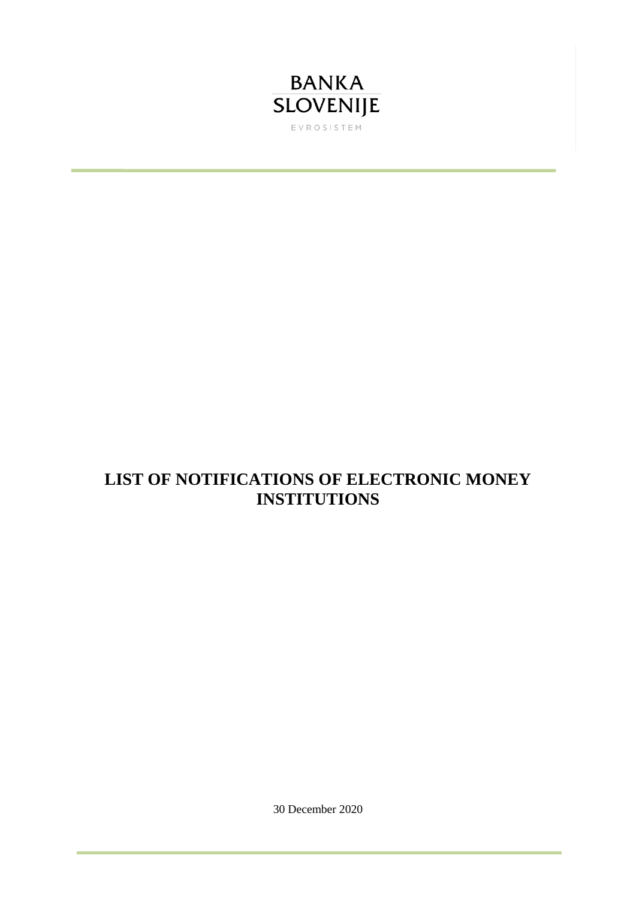BANKA SLOVENIJE

EVROSISTEM

# LIST OF NOTIFICATIONS OF ELECTRONIC MONEY INSTITUTIONS

30 December 2020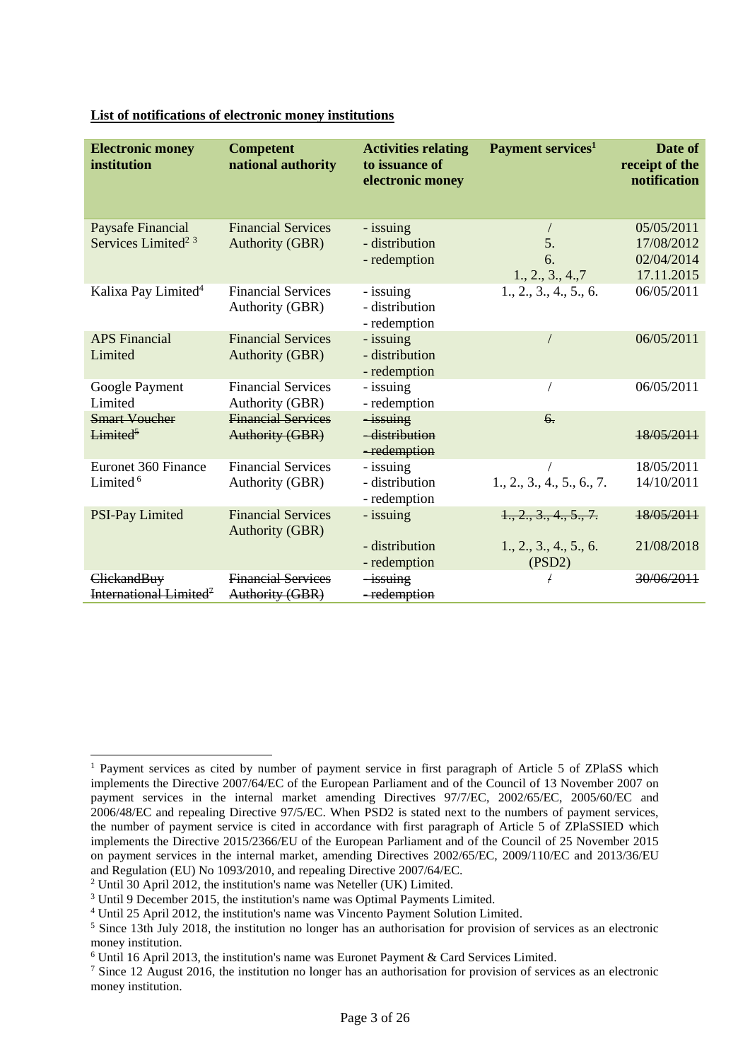**List of notifications of electronic money institutions**

| Electronic money institution | Competent national authority | Activities relating to issuance of electronic money | Payment services[1] | Date of receipt of the notification |
|---|---|---|---|---|
| Paysafe Financial Services Limited[2] [3] | Financial Services Authority (GBR) | - issuing<br>- distribution<br>- redemption | /<br>5.<br>6.<br>1., 2., 3., 4.,7 | 05/05/2011<br>17/08/2012<br>02/04/2014<br>17.11.2015 |
| Kalixa Pay Limited[4] | Financial Services Authority (GBR) | - issuing<br>- distribution<br>- redemption | 1., 2., 3., 4., 5., 6. | 06/05/2011 |
| APS Financial Limited | Financial Services Authority (GBR) | - issuing<br>- distribution<br>- redemption | / | 06/05/2011 |
| Google Payment Limited | Financial Services Authority (GBR) | - issuing<br>- redemption | / | 06/05/2011 |
| ~~Smart Voucher Limited~~[5] | ~~Financial Services Authority (GBR)~~ | ~~- issuing~~<br>~~- distribution~~<br>~~- redemption~~ | ~~6.~~ | ~~18/05/2011~~ |
| Euronet 360 Finance Limited[6] | Financial Services Authority (GBR) | - issuing<br>- distribution<br>- redemption | /<br>1., 2., 3., 4., 5., 6., 7. | 18/05/2011<br>14/10/2011 |
| PSI-Pay Limited | Financial Services Authority (GBR) | - issuing<br>- distribution<br>- redemption | ~~1., 2., 3., 4., 5., 7.~~<br>1., 2., 3., 4., 5., 6. (PSD2) | ~~18/05/2011~~<br>21/08/2018 |
| ~~ClickandBuy International Limited~~[7] | ~~Financial Services Authority (GBR)~~ | ~~- issuing~~<br>~~- redemption~~ | ~~/~~ | ~~30/06/2011~~ |

[1] Payment services as cited by number of payment service in first paragraph of Article 5 of ZPlaSS which implements the Directive 2007/64/EC of the European Parliament and of the Council of 13 November 2007 on payment services in the internal market amending Directives 97/7/EC, 2002/65/EC, 2005/60/EC and 2006/48/EC and repealing Directive 97/5/EC. When PSD2 is stated next to the numbers of payment services, the number of payment service is cited in accordance with first paragraph of Article 5 of ZPlaSSIED which implements the Directive 2015/2366/EU of the European Parliament and of the Council of 25 November 2015 on payment services in the internal market, amending Directives 2002/65/EC, 2009/110/EC and 2013/36/EU and Regulation (EU) No 1093/2010, and repealing Directive 2007/64/EC.

[2] Until 30 April 2012, the institution's name was Neteller (UK) Limited.

[3] Until 9 December 2015, the institution's name was Optimal Payments Limited.

[4] Until 25 April 2012, the institution's name was Vincento Payment Solution Limited.

[5] Since 13th July 2018, the institution no longer has an authorisation for provision of services as an electronic money institution.

[6] Until 16 April 2013, the institution's name was Euronet Payment & Card Services Limited.

[7] Since 12 August 2016, the institution no longer has an authorisation for provision of services as an electronic money institution.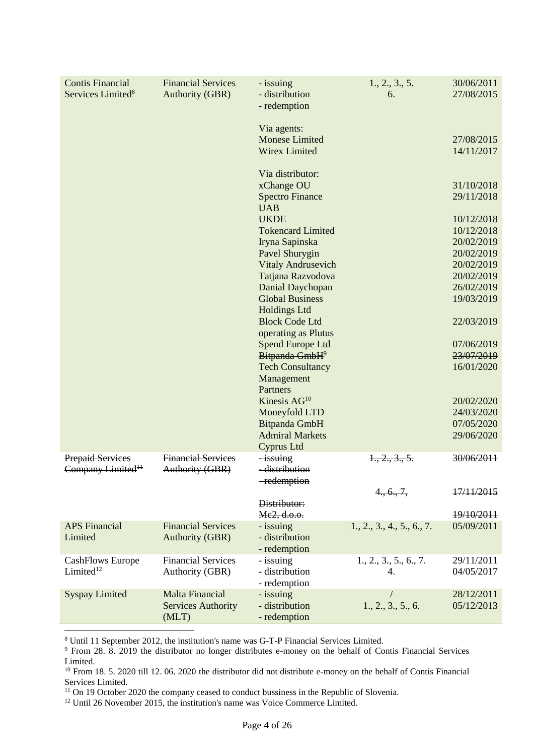| | | | | |
|---|---|---|---|---|
| Contis Financial Services Limited[8] | Financial Services Authority (GBR) | - issuing<br>- distribution<br>- redemption | 1., 2., 3., 5.<br>6. | 30/06/2011<br>27/08/2015 |
| | | Via agents:<br>Monese Limited<br>Wirex Limited | | <br>27/08/2015<br>14/11/2017 |
| | | Via distributor:<br>xChange OU<br>Spectro Finance UAB<br>UKDE<br>Tokencard Limited<br>Iryna Sapinska<br>Pavel Shurygin<br>Vitaly Andrusevich<br>Tatjana Razvodova<br>Danial Daychopan<br>Global Business Holdings Ltd<br>Block Code Ltd operating as Plutus<br>Spend Europe Ltd<br>~~Bitpanda GmbH[9]~~<br>Tech Consultancy Management Partners<br>Kinesis AG[10]<br>Moneyfold LTD<br>Bitpanda GmbH<br>Admiral Markets Cyprus Ltd | | <br>31/10/2018<br>29/11/2018<br>10/12/2018<br>10/12/2018<br>20/02/2019<br>20/02/2019<br>20/02/2019<br>20/02/2019<br>26/02/2019<br>19/03/2019<br>22/03/2019<br>07/06/2019<br>~~23/07/2019~~<br>16/01/2020<br>20/02/2020<br>24/03/2020<br>07/05/2020<br>29/06/2020 |
| ~~Prepaid Services Company Limited[11]~~ | ~~Financial Services Authority (GBR)~~ | ~~- issuing~~<br>~~- distribution~~<br>~~- redemption~~ | ~~1., 2., 3., 5.~~<br>~~4., 6., 7.~~ | ~~30/06/2011~~<br>~~17/11/2015~~ |
| | | ~~Distributor:~~<br>~~Mc2, d.o.o.~~ | | ~~19/10/2011~~ |
| APS Financial Limited | Financial Services Authority (GBR) | - issuing<br>- distribution<br>- redemption | 1., 2., 3., 4., 5., 6., 7. | 05/09/2011 |
| CashFlows Europe Limited[12] | Financial Services Authority (GBR) | - issuing<br>- distribution<br>- redemption | 1., 2., 3., 5., 6., 7.<br>4. | 29/11/2011<br>04/05/2017 |
| Syspay Limited | Malta Financial Services Authority (MLT) | - issuing<br>- distribution<br>- redemption | /<br>1., 2., 3., 5., 6. | 28/12/2011<br>05/12/2013 |

[8] Until 11 September 2012, the institution's name was G-T-P Financial Services Limited.

[9] From 28. 8. 2019 the distributor no longer distributes e-money on the behalf of Contis Financial Services Limited.

[10] From 18. 5. 2020 till 12. 06. 2020 the distributor did not distribute e-money on the behalf of Contis Financial Services Limited.

[11] On 19 October 2020 the company ceased to conduct bussiness in the Republic of Slovenia.

[12] Until 26 November 2015, the institution's name was Voice Commerce Limited.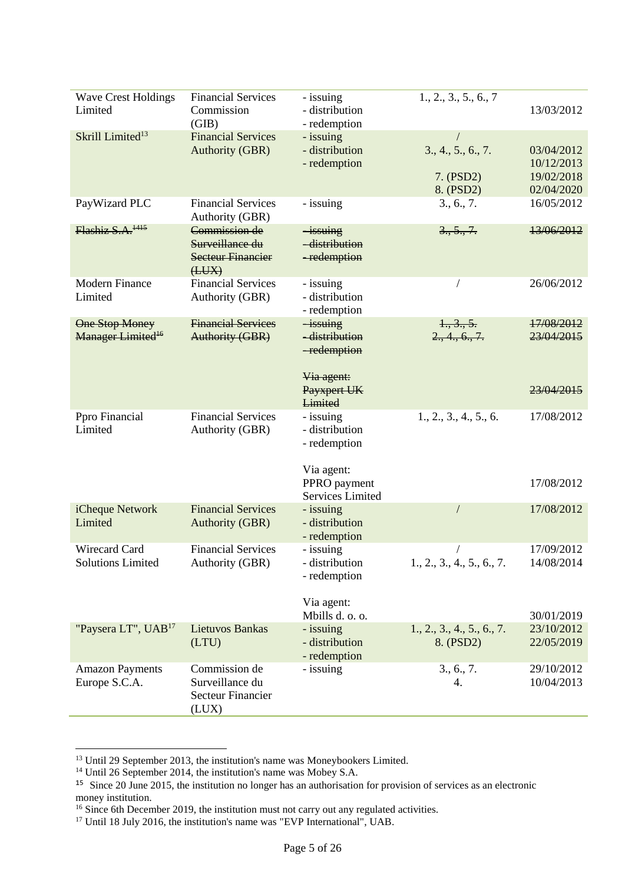| | | | | |
|---|---|---|---|---|
| Wave Crest Holdings Limited | Financial Services Commission (GIB) | - issuing<br>- distribution<br>- redemption | 1., 2., 3., 5., 6., 7 | 13/03/2012 |
| Skrill Limited[13] | Financial Services Authority (GBR) | - issuing<br>- distribution<br>- redemption | /<br>3., 4., 5., 6., 7.<br>7. (PSD2)<br>8. (PSD2) | 03/04/2012<br>10/12/2013<br>19/02/2018<br>02/04/2020 |
| PayWizard PLC | Financial Services Authority (GBR) | - issuing | 3., 6., 7. | 16/05/2012 |
| ~~Flashiz S.A.~~[14][15] | ~~Commission de Surveillance du Secteur Financier (LUX)~~ | ~~- issuing~~<br>~~- distribution~~<br>~~- redemption~~ | ~~3., 5., 7.~~ | ~~13/06/2012~~ |
| Modern Finance Limited | Financial Services Authority (GBR) | - issuing<br>- distribution<br>- redemption | / | 26/06/2012 |
| ~~One Stop Money Manager Limited~~[16] | ~~Financial Services Authority (GBR)~~ | ~~- issuing~~<br>~~- distribution~~<br>~~- redemption~~<br><br>~~Via agent:~~<br>~~Payxpert UK Limited~~ | ~~1., 3., 5.~~<br>~~2., 4., 6., 7.~~ | ~~17/08/2012~~<br>~~23/04/2015~~<br><br>~~23/04/2015~~ |
| Ppro Financial Limited | Financial Services Authority (GBR) | - issuing<br>- distribution<br>- redemption<br><br>Via agent:<br>PPRO payment Services Limited | 1., 2., 3., 4., 5., 6. | 17/08/2012<br><br>17/08/2012 |
| iCheque Network Limited | Financial Services Authority (GBR) | - issuing<br>- distribution<br>- redemption | / | 17/08/2012 |
| Wirecard Card Solutions Limited | Financial Services Authority (GBR) | - issuing<br>- distribution<br>- redemption<br><br>Via agent:<br>Mbills d. o. o. | /<br>1., 2., 3., 4., 5., 6., 7. | 17/09/2012<br>14/08/2014<br><br>30/01/2019 |
| "Paysera LT", UAB[17] | Lietuvos Bankas (LTU) | - issuing<br>- distribution<br>- redemption | 1., 2., 3., 4., 5., 6., 7.<br>8. (PSD2) | 23/10/2012<br>22/05/2019 |
| Amazon Payments Europe S.C.A. | Commission de Surveillance du Secteur Financier (LUX) | - issuing | 3., 6., 7.<br>4. | 29/10/2012<br>10/04/2013 |

[13] Until 29 September 2013, the institution's name was Moneybookers Limited.

[14] Until 26 September 2014, the institution's name was Mobey S.A.

[15] Since 20 June 2015, the institution no longer has an authorisation for provision of services as an electronic money institution.

[16] Since 6th December 2019, the institution must not carry out any regulated activities.

[17] Until 18 July 2016, the institution's name was "EVP International", UAB.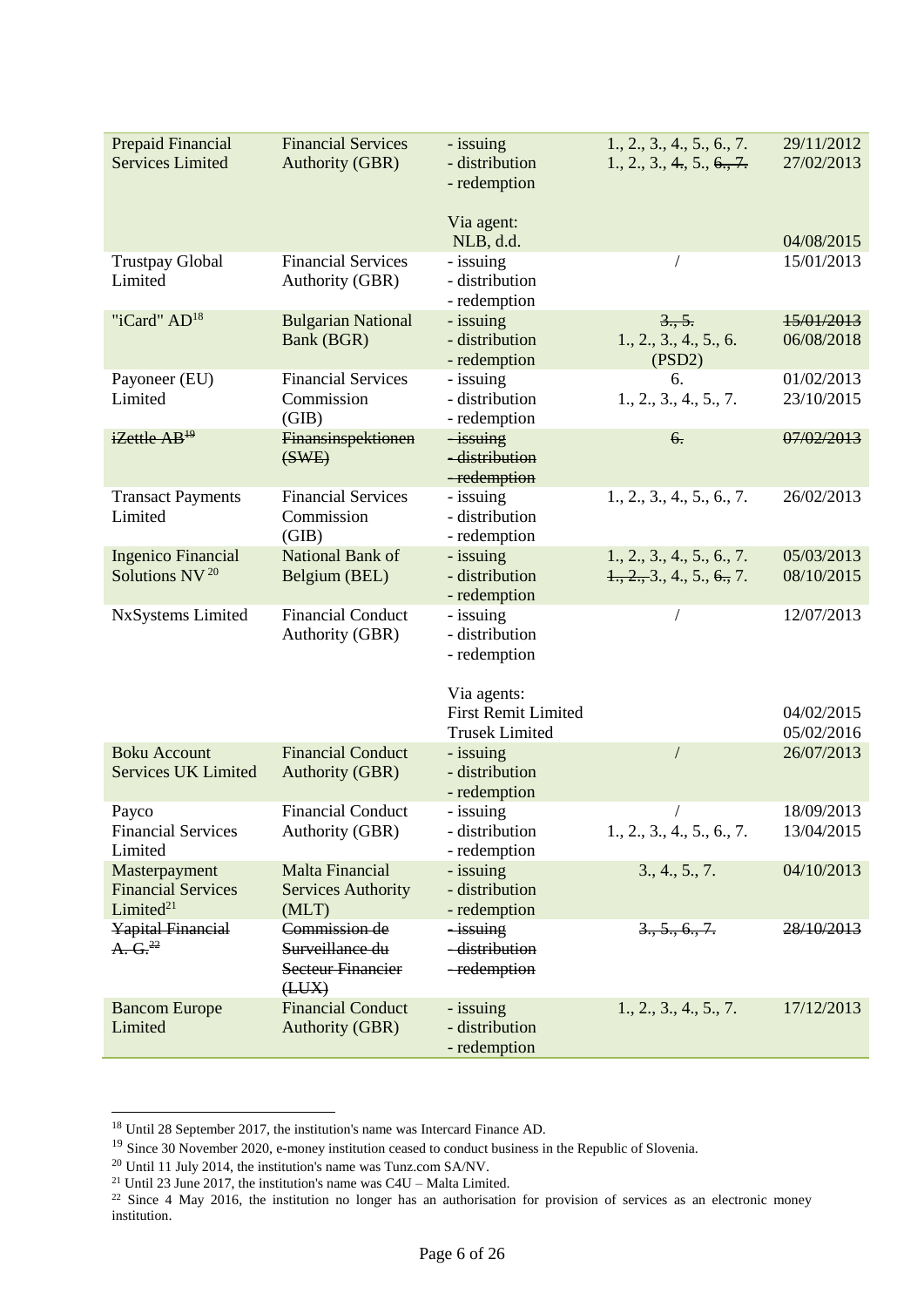| Prepaid Financial Services Limited | Financial Services Authority (GBR) | - issuing<br>- distribution<br>- redemption<br><br>Via agent:<br>NLB, d.d. | 1., 2., 3., 4., 5., 6., 7.<br>1., 2., 3., ~~4.~~, 5., ~~6., 7.~~ | 29/11/2012<br>27/02/2013<br><br><br><br>04/08/2015 |
|---|---|---|---|---|
| Trustpay Global Limited | Financial Services Authority (GBR) | - issuing<br>- distribution<br>- redemption | / | 15/01/2013 |
| "iCard" AD[18] | Bulgarian National Bank (BGR) | - issuing<br>- distribution<br>- redemption | ~~3., 5.~~<br>1., 2., 3., 4., 5., 6.<br>(PSD2) | ~~15/01/2013~~<br>06/08/2018 |
| Payoneer (EU) Limited | Financial Services Commission (GIB) | - issuing<br>- distribution<br>- redemption | 6.<br>1., 2., 3., 4., 5., 7. | 01/02/2013<br>23/10/2015 |
| ~~iZettle AB~~[19] | ~~Finansinspektionen (SWE)~~ | ~~- issuing~~<br>~~- distribution~~<br>~~- redemption~~ | ~~6.~~ | ~~07/02/2013~~ |
| Transact Payments Limited | Financial Services Commission (GIB) | - issuing<br>- distribution<br>- redemption | 1., 2., 3., 4., 5., 6., 7. | 26/02/2013 |
| Ingenico Financial Solutions NV[20] | National Bank of Belgium (BEL) | - issuing<br>- distribution<br>- redemption | 1., 2., 3., 4., 5., 6., 7.<br>~~1., 2.,~~ 3., 4., 5., ~~6.,~~ 7. | 05/03/2013<br>08/10/2015 |
| NxSystems Limited | Financial Conduct Authority (GBR) | - issuing<br>- distribution<br>- redemption<br><br>Via agents:<br>First Remit Limited<br>Trusek Limited | / | 12/07/2013<br><br><br><br><br>04/02/2015<br>05/02/2016 |
| Boku Account Services UK Limited | Financial Conduct Authority (GBR) | - issuing<br>- distribution<br>- redemption | / | 26/07/2013 |
| Payco Financial Services Limited | Financial Conduct Authority (GBR) | - issuing<br>- distribution<br>- redemption | /<br>1., 2., 3., 4., 5., 6., 7. | 18/09/2013<br>13/04/2015 |
| Masterpayment Financial Services Limited[21] | Malta Financial Services Authority (MLT) | - issuing<br>- distribution<br>- redemption | 3., 4., 5., 7. | 04/10/2013 |
| ~~Yapital Financial A. G.~~[22] | ~~Commission de Surveillance du Secteur Financier (LUX)~~ | ~~- issuing~~<br>~~- distribution~~<br>~~- redemption~~ | ~~3., 5., 6., 7.~~ | ~~28/10/2013~~ |
| Bancom Europe Limited | Financial Conduct Authority (GBR) | - issuing<br>- distribution<br>- redemption | 1., 2., 3., 4., 5., 7. | 17/12/2013 |

[18] Until 28 September 2017, the institution's name was Intercard Finance AD.

[19] Since 30 November 2020, e-money institution ceased to conduct business in the Republic of Slovenia.

[20] Until 11 July 2014, the institution's name was Tunz.com SA/NV.

[21] Until 23 June 2017, the institution's name was C4U – Malta Limited.

[22] Since 4 May 2016, the institution no longer has an authorisation for provision of services as an electronic money institution.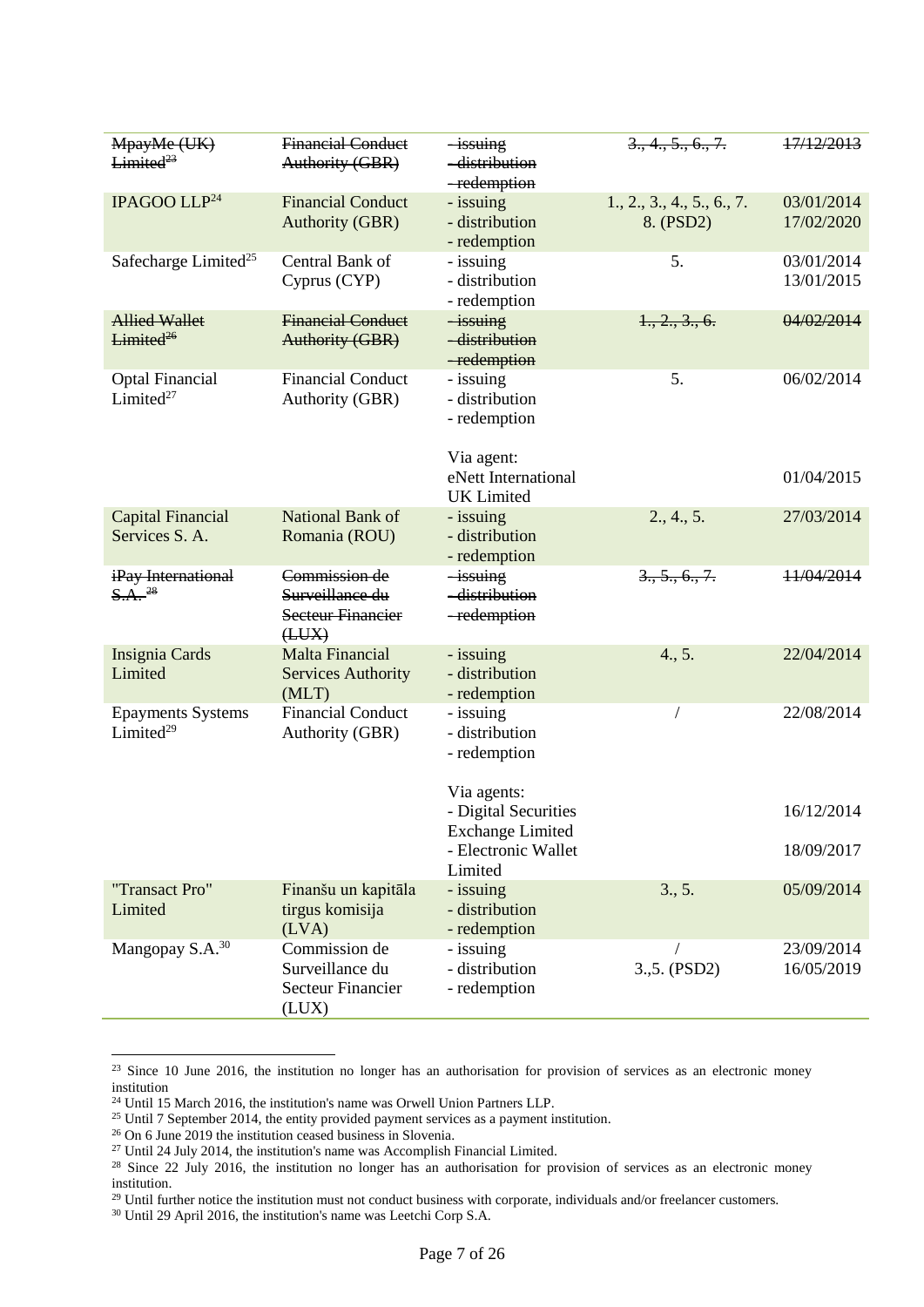| ~~MpayMe (UK) Limited[23]~~ | ~~Financial Conduct Authority (GBR)~~ | ~~- issuing<br>- distribution<br>- redemption~~ | ~~3., 4., 5., 6., 7.~~ | ~~17/12/2013~~ |
|---|---|---|---|---|
| IPAGOO LLP[24] | Financial Conduct Authority (GBR) | - issuing<br>- distribution<br>- redemption | 1., 2., 3., 4., 5., 6., 7.<br>8. (PSD2) | 03/01/2014<br>17/02/2020 |
| Safecharge Limited[25] | Central Bank of Cyprus (CYP) | - issuing<br>- distribution<br>- redemption | 5. | 03/01/2014<br>13/01/2015 |
| ~~Allied Wallet Limited[26]~~ | ~~Financial Conduct Authority (GBR)~~ | ~~- issuing<br>- distribution<br>- redemption~~ | ~~1., 2., 3., 6.~~ | ~~04/02/2014~~ |
| Optal Financial Limited[27] | Financial Conduct Authority (GBR) | - issuing<br>- distribution<br>- redemption<br><br>Via agent:<br>eNett International UK Limited | 5. | 06/02/2014<br><br><br><br>01/04/2015 |
| Capital Financial Services S. A. | National Bank of Romania (ROU) | - issuing<br>- distribution<br>- redemption | 2., 4., 5. | 27/03/2014 |
| ~~iPay International S.A.[28]~~ | ~~Commission de Surveillance du Secteur Financier (LUX)~~ | ~~- issuing<br>- distribution<br>- redemption~~ | ~~3., 5., 6., 7.~~ | ~~11/04/2014~~ |
| Insignia Cards Limited | Malta Financial Services Authority (MLT) | - issuing<br>- distribution<br>- redemption | 4., 5. | 22/04/2014 |
| Epayments Systems Limited[29] | Financial Conduct Authority (GBR) | - issuing<br>- distribution<br>- redemption<br><br>Via agents:<br>- Digital Securities Exchange Limited<br>- Electronic Wallet Limited | / | 22/08/2014<br><br><br><br>16/12/2014<br><br>18/09/2017 |
| "Transact Pro" Limited | Finanšu un kapitāla tirgus komisija (LVA) | - issuing<br>- distribution<br>- redemption | 3., 5. | 05/09/2014 |
| Mangopay S.A.[30] | Commission de Surveillance du Secteur Financier (LUX) | - issuing<br>- distribution<br>- redemption | /<br>3.,5. (PSD2) | 23/09/2014<br>16/05/2019 |

[23] Since 10 June 2016, the institution no longer has an authorisation for provision of services as an electronic money institution

[24] Until 15 March 2016, the institution's name was Orwell Union Partners LLP.

[25] Until 7 September 2014, the entity provided payment services as a payment institution.

[26] On 6 June 2019 the institution ceased business in Slovenia.

[27] Until 24 July 2014, the institution's name was Accomplish Financial Limited.

[28] Since 22 July 2016, the institution no longer has an authorisation for provision of services as an electronic money institution.

[29] Until further notice the institution must not conduct business with corporate, individuals and/or freelancer customers.

[30] Until 29 April 2016, the institution's name was Leetchi Corp S.A.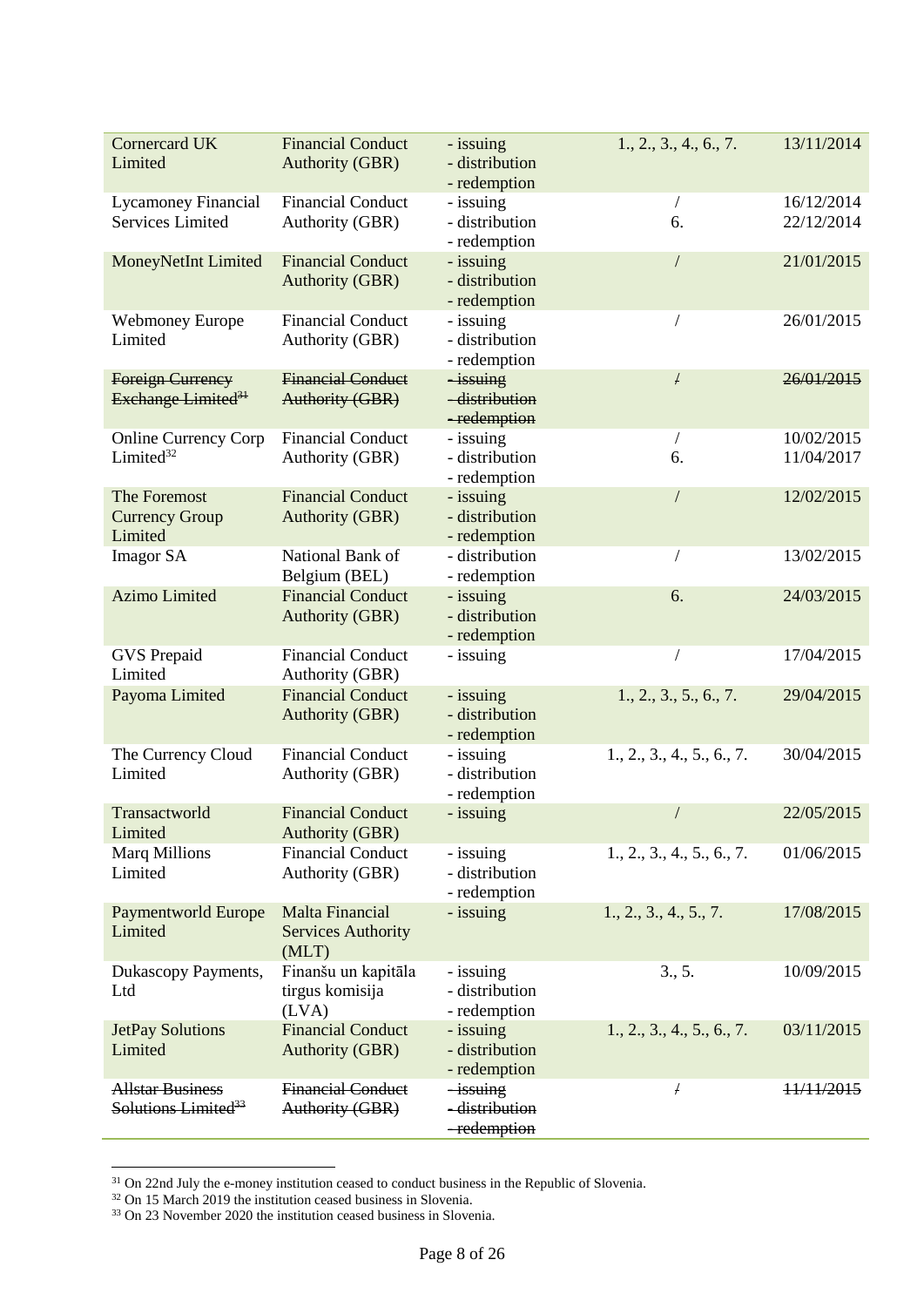| Cornercard UK Limited | Financial Conduct Authority (GBR) | - issuing<br>- distribution<br>- redemption | 1., 2., 3., 4., 6., 7. | 13/11/2014 |
|---|---|---|---|---|
| Lycamoney Financial Services Limited | Financial Conduct Authority (GBR) | - issuing<br>- distribution<br>- redemption | /<br>6. | 16/12/2014<br>22/12/2014 |
| MoneyNetInt Limited | Financial Conduct Authority (GBR) | - issuing<br>- distribution<br>- redemption | / | 21/01/2015 |
| Webmoney Europe Limited | Financial Conduct Authority (GBR) | - issuing<br>- distribution<br>- redemption | / | 26/01/2015 |
| ~~Foreign Currency Exchange Limited~~[31] | ~~Financial Conduct Authority (GBR)~~ | ~~- issuing~~<br>~~- distribution~~<br>~~- redemption~~ | ~~/~~ | ~~26/01/2015~~ |
| Online Currency Corp Limited[32] | Financial Conduct Authority (GBR) | - issuing<br>- distribution<br>- redemption | /<br>6. | 10/02/2015<br>11/04/2017 |
| The Foremost Currency Group Limited | Financial Conduct Authority (GBR) | - issuing<br>- distribution<br>- redemption | / | 12/02/2015 |
| Imagor SA | National Bank of Belgium (BEL) | - distribution<br>- redemption | / | 13/02/2015 |
| Azimo Limited | Financial Conduct Authority (GBR) | - issuing<br>- distribution<br>- redemption | 6. | 24/03/2015 |
| GVS Prepaid Limited | Financial Conduct Authority (GBR) | - issuing | / | 17/04/2015 |
| Payoma Limited | Financial Conduct Authority (GBR) | - issuing<br>- distribution<br>- redemption | 1., 2., 3., 5., 6., 7. | 29/04/2015 |
| The Currency Cloud Limited | Financial Conduct Authority (GBR) | - issuing<br>- distribution<br>- redemption | 1., 2., 3., 4., 5., 6., 7. | 30/04/2015 |
| Transactworld Limited | Financial Conduct Authority (GBR) | - issuing | / | 22/05/2015 |
| Marq Millions Limited | Financial Conduct Authority (GBR) | - issuing<br>- distribution<br>- redemption | 1., 2., 3., 4., 5., 6., 7. | 01/06/2015 |
| Paymentworld Europe Limited | Malta Financial Services Authority (MLT) | - issuing | 1., 2., 3., 4., 5., 7. | 17/08/2015 |
| Dukascopy Payments, Ltd | Finanšu un kapitāla tirgus komisija (LVA) | - issuing<br>- distribution<br>- redemption | 3., 5. | 10/09/2015 |
| JetPay Solutions Limited | Financial Conduct Authority (GBR) | - issuing<br>- distribution<br>- redemption | 1., 2., 3., 4., 5., 6., 7. | 03/11/2015 |
| ~~Allstar Business Solutions Limited~~[33] | ~~Financial Conduct Authority (GBR)~~ | ~~- issuing~~<br>~~- distribution~~<br>~~- redemption~~ | ~~/~~ | ~~11/11/2015~~ |

[31] On 22nd July the e-money institution ceased to conduct business in the Republic of Slovenia.
[32] On 15 March 2019 the institution ceased business in Slovenia.
[33] On 23 November 2020 the institution ceased business in Slovenia.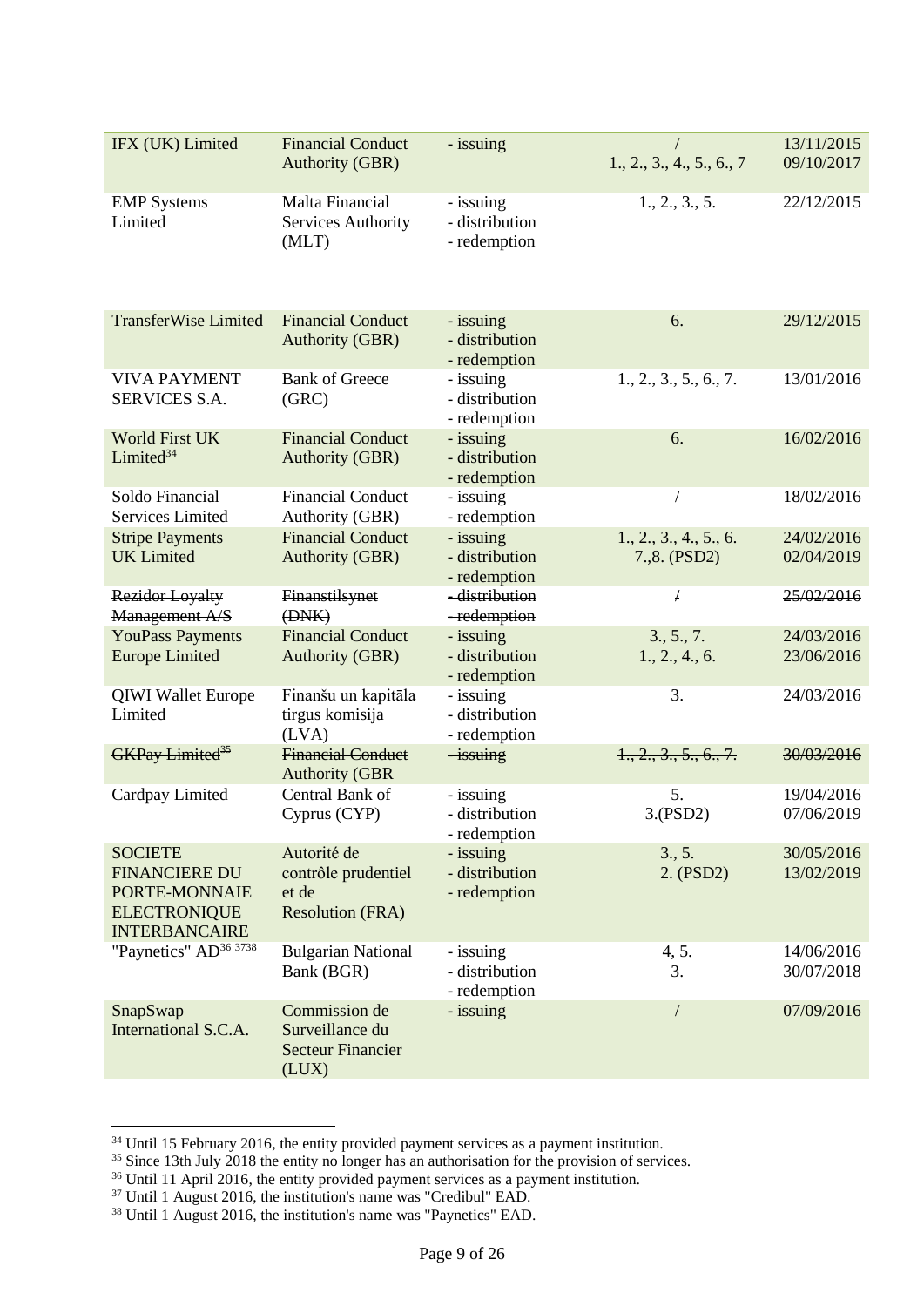| | | | | |
|---|---|---|---|---|
| IFX (UK) Limited | Financial Conduct Authority (GBR) | - issuing | / <br> 1., 2., 3., 4., 5., 6., 7 | 13/11/2015 <br> 09/10/2017 |
| EMP Systems Limited | Malta Financial Services Authority (MLT) | - issuing <br> - distribution <br> - redemption | 1., 2., 3., 5. | 22/12/2015 |
| TransferWise Limited | Financial Conduct Authority (GBR) | - issuing <br> - distribution <br> - redemption | 6. | 29/12/2015 |
| VIVA PAYMENT SERVICES S.A. | Bank of Greece (GRC) | - issuing <br> - distribution <br> - redemption | 1., 2., 3., 5., 6., 7. | 13/01/2016 |
| World First UK Limited[34] | Financial Conduct Authority (GBR) | - issuing <br> - distribution <br> - redemption | 6. | 16/02/2016 |
| Soldo Financial Services Limited | Financial Conduct Authority (GBR) | - issuing <br> - redemption | / | 18/02/2016 |
| Stripe Payments UK Limited | Financial Conduct Authority (GBR) | - issuing <br> - distribution <br> - redemption | 1., 2., 3., 4., 5., 6. <br> 7.,8. (PSD2) | 24/02/2016 <br> 02/04/2019 |
| ~~Rezidor Loyalty Management A/S~~ | ~~Finanstilsynet (DNK)~~ | ~~- distribution~~ <br> ~~- redemption~~ | ~~/~~ | ~~25/02/2016~~ |
| YouPass Payments Europe Limited | Financial Conduct Authority (GBR) | - issuing <br> - distribution <br> - redemption | 3., 5., 7. <br> 1., 2., 4., 6. | 24/03/2016 <br> 23/06/2016 |
| QIWI Wallet Europe Limited | Finanšu un kapitāla tirgus komisija (LVA) | - issuing <br> - distribution <br> - redemption | 3. | 24/03/2016 |
| ~~GKPay Limited~~[35] | ~~Financial Conduct Authority (GBR~~ | ~~- issuing~~ | ~~1., 2., 3., 5., 6., 7.~~ | ~~30/03/2016~~ |
| Cardpay Limited | Central Bank of Cyprus (CYP) | - issuing <br> - distribution <br> - redemption | 5. <br> 3.(PSD2) | 19/04/2016 <br> 07/06/2019 |
| SOCIETE FINANCIERE DU PORTE-MONNAIE ELECTRONIQUE INTERBANCAIRE | Autorité de contrôle prudentiel et de Resolution (FRA) | - issuing <br> - distribution <br> - redemption | 3., 5. <br> 2. (PSD2) | 30/05/2016 <br> 13/02/2019 |
| "Paynetics" AD[36] [37][38] | Bulgarian National Bank (BGR) | - issuing <br> - distribution <br> - redemption | 4, 5. <br> 3. | 14/06/2016 <br> 30/07/2018 |
| SnapSwap International S.C.A. | Commission de Surveillance du Secteur Financier (LUX) | - issuing | / | 07/09/2016 |

[34] Until 15 February 2016, the entity provided payment services as a payment institution.
[35] Since 13th July 2018 the entity no longer has an authorisation for the provision of services.
[36] Until 11 April 2016, the entity provided payment services as a payment institution.
[37] Until 1 August 2016, the institution's name was "Credibul" EAD.
[38] Until 1 August 2016, the institution's name was "Paynetics" EAD.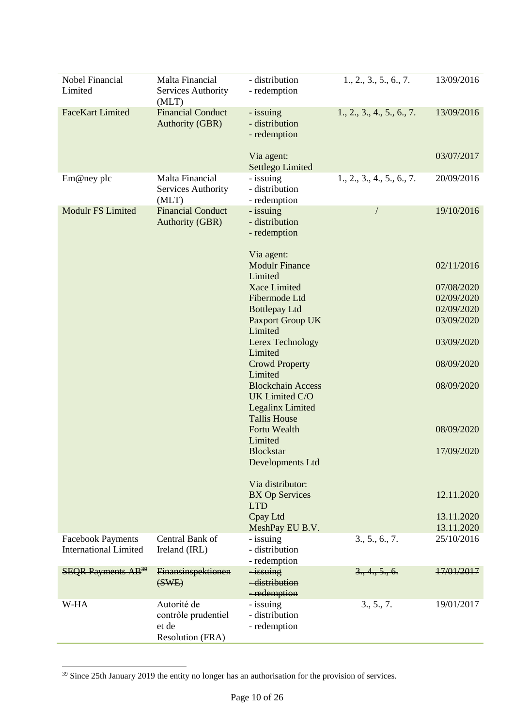| | | | | |
|---|---|---|---|---|
| Nobel Financial Limited | Malta Financial Services Authority (MLT) | - distribution<br>- redemption | 1., 2., 3., 5., 6., 7. | 13/09/2016 |
| FaceKart Limited | Financial Conduct Authority (GBR) | - issuing<br>- distribution<br>- redemption | 1., 2., 3., 4., 5., 6., 7. | 13/09/2016 |
| | | Via agent:<br>Settlego Limited | | 03/07/2017 |
| Em@ney plc | Malta Financial Services Authority (MLT) | - issuing<br>- distribution<br>- redemption | 1., 2., 3., 4., 5., 6., 7. | 20/09/2016 |
| Modulr FS Limited | Financial Conduct Authority (GBR) | - issuing<br>- distribution<br>- redemption | / | 19/10/2016 |
| | | Via agent:<br>Modulr Finance Limited | | 02/11/2016 |
| | | Xace Limited | | 07/08/2020 |
| | | Fibermode Ltd | | 02/09/2020 |
| | | Bottlepay Ltd | | 02/09/2020 |
| | | Paxport Group UK Limited | | 03/09/2020 |
| | | Lerex Technology Limited | | 03/09/2020 |
| | | Crowd Property Limited | | 08/09/2020 |
| | | Blockchain Access UK Limited C/O Legalinx Limited Tallis House | | 08/09/2020 |
| | | Fortu Wealth Limited | | 08/09/2020 |
| | | Blockstar Developments Ltd | | 17/09/2020 |
| | | Via distributor:<br>BX Op Services LTD | | 12.11.2020 |
| | | Cpay Ltd | | 13.11.2020 |
| | | MeshPay EU B.V. | | 13.11.2020 |
| Facebook Payments International Limited | Central Bank of Ireland (IRL) | - issuing<br>- distribution<br>- redemption | 3., 5., 6., 7. | 25/10/2016 |
| ~~SEQR Payments AB~~[39] | ~~Finansinspektionen (SWE)~~ | ~~- issuing~~<br>~~- distribution~~<br>~~- redemption~~ | ~~3., 4., 5., 6.~~ | ~~17/01/2017~~ |
| W-HA | Autorité de contrôle prudentiel et de Resolution (FRA) | - issuing<br>- distribution<br>- redemption | 3., 5., 7. | 19/01/2017 |

[39] Since 25th January 2019 the entity no longer has an authorisation for the provision of services.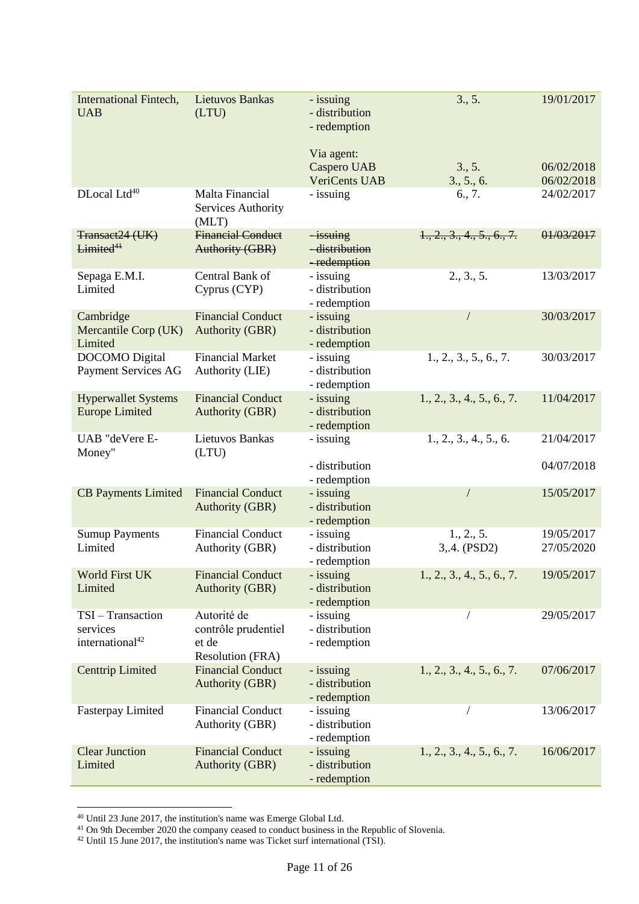| International Fintech, UAB | Lietuvos Bankas (LTU) | - issuing<br>- distribution<br>- redemption<br><br>Via agent:<br>Caspero UAB<br>VeriCents UAB | 3., 5.<br><br><br><br><br>3., 5.<br>3., 5., 6. | 19/01/2017<br><br><br><br><br>06/02/2018<br>06/02/2018 |
|---|---|---|---|---|
| DLocal Ltd[40] | Malta Financial Services Authority (MLT) | - issuing | 6., 7. | 24/02/2017 |
| ~~Transact24 (UK) Limited~~[41] | ~~Financial Conduct Authority (GBR)~~ | ~~- issuing~~<br>~~- distribution~~<br>~~- redemption~~ | ~~1., 2., 3., 4., 5., 6., 7.~~ | ~~01/03/2017~~ |
| Sepaga E.M.I. Limited | Central Bank of Cyprus (CYP) | - issuing<br>- distribution<br>- redemption | 2., 3., 5. | 13/03/2017 |
| Cambridge Mercantile Corp (UK) Limited | Financial Conduct Authority (GBR) | - issuing<br>- distribution<br>- redemption | / | 30/03/2017 |
| DOCOMO Digital Payment Services AG | Financial Market Authority (LIE) | - issuing<br>- distribution<br>- redemption | 1., 2., 3., 5., 6., 7. | 30/03/2017 |
| Hyperwallet Systems Europe Limited | Financial Conduct Authority (GBR) | - issuing<br>- distribution<br>- redemption | 1., 2., 3., 4., 5., 6., 7. | 11/04/2017 |
| UAB "deVere E-Money" | Lietuvos Bankas (LTU) | - issuing<br><br>- distribution<br>- redemption | 1., 2., 3., 4., 5., 6. | 21/04/2017<br><br>04/07/2018 |
| CB Payments Limited | Financial Conduct Authority (GBR) | - issuing<br>- distribution<br>- redemption | / | 15/05/2017 |
| Sumup Payments Limited | Financial Conduct Authority (GBR) | - issuing<br>- distribution<br>- redemption | 1., 2., 5.<br>3,.4. (PSD2) | 19/05/2017<br>27/05/2020 |
| World First UK Limited | Financial Conduct Authority (GBR) | - issuing<br>- distribution<br>- redemption | 1., 2., 3., 4., 5., 6., 7. | 19/05/2017 |
| TSI – Transaction services international[42] | Autorité de contrôle prudentiel et de Resolution (FRA) | - issuing<br>- distribution<br>- redemption | / | 29/05/2017 |
| Centtrip Limited | Financial Conduct Authority (GBR) | - issuing<br>- distribution<br>- redemption | 1., 2., 3., 4., 5., 6., 7. | 07/06/2017 |
| Fasterpay Limited | Financial Conduct Authority (GBR) | - issuing<br>- distribution<br>- redemption | / | 13/06/2017 |
| Clear Junction Limited | Financial Conduct Authority (GBR) | - issuing<br>- distribution<br>- redemption | 1., 2., 3., 4., 5., 6., 7. | 16/06/2017 |

[40] Until 23 June 2017, the institution's name was Emerge Global Ltd.

[41] On 9th December 2020 the company ceased to conduct business in the Republic of Slovenia.

[42] Until 15 June 2017, the institution's name was Ticket surf international (TSI).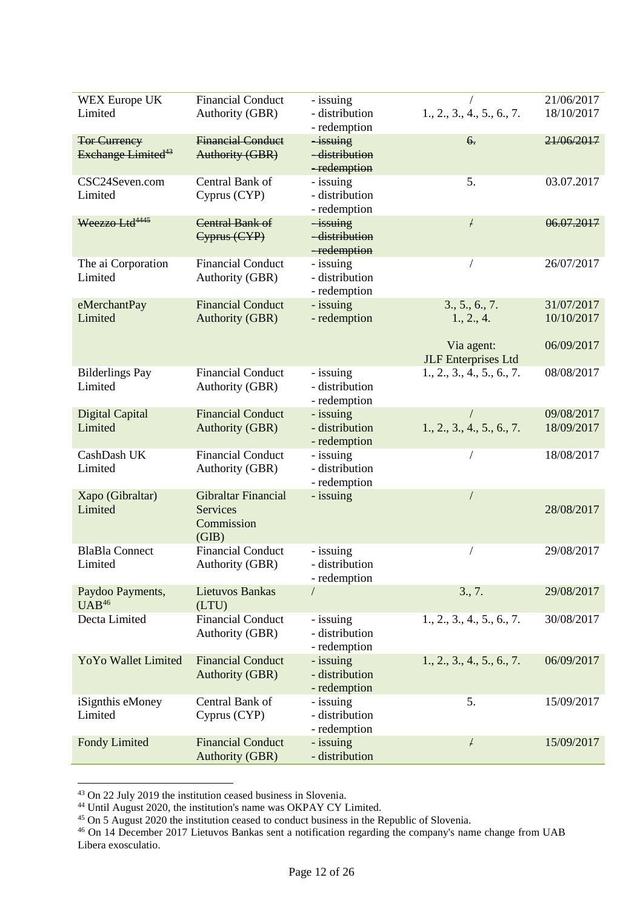| | | | | |
|---|---|---|---|---|
| WEX Europe UK Limited | Financial Conduct Authority (GBR) | - issuing<br>- distribution<br>- redemption | /<br>1., 2., 3., 4., 5., 6., 7. | 21/06/2017<br>18/10/2017 |
| ~~Tor Currency Exchange Limited~~[43] | ~~Financial Conduct Authority (GBR)~~ | ~~- issuing~~<br>~~- distribution~~<br>~~- redemption~~ | ~~6.~~ | ~~21/06/2017~~ |
| CSC24Seven.com Limited | Central Bank of Cyprus (CYP) | - issuing<br>- distribution<br>- redemption | 5. | 03.07.2017 |
| ~~Weezzo Ltd~~[44][45] | ~~Central Bank of Cyprus (CYP)~~ | ~~- issuing~~<br>~~- distribution~~<br>~~- redemption~~ | ~~/~~ | ~~06.07.2017~~ |
| The ai Corporation Limited | Financial Conduct Authority (GBR) | - issuing<br>- distribution<br>- redemption | / | 26/07/2017 |
| eMerchantPay Limited | Financial Conduct Authority (GBR) | - issuing<br>- redemption | 3., 5., 6., 7.<br>1., 2., 4.<br><br>Via agent:<br>JLF Enterprises Ltd | 31/07/2017<br>10/10/2017<br><br>06/09/2017 |
| Bilderlings Pay Limited | Financial Conduct Authority (GBR) | - issuing<br>- distribution<br>- redemption | 1., 2., 3., 4., 5., 6., 7. | 08/08/2017 |
| Digital Capital Limited | Financial Conduct Authority (GBR) | - issuing<br>- distribution<br>- redemption | /<br>1., 2., 3., 4., 5., 6., 7. | 09/08/2017<br>18/09/2017 |
| CashDash UK Limited | Financial Conduct Authority (GBR) | - issuing<br>- distribution<br>- redemption | / | 18/08/2017 |
| Xapo (Gibraltar) Limited | Gibraltar Financial Services Commission (GIB) | - issuing | / | 28/08/2017 |
| BlaBla Connect Limited | Financial Conduct Authority (GBR) | - issuing<br>- distribution<br>- redemption | / | 29/08/2017 |
| Paydoo Payments, UAB[46] | Lietuvos Bankas (LTU) | / | 3., 7. | 29/08/2017 |
| Decta Limited | Financial Conduct Authority (GBR) | - issuing<br>- distribution<br>- redemption | 1., 2., 3., 4., 5., 6., 7. | 30/08/2017 |
| YoYo Wallet Limited | Financial Conduct Authority (GBR) | - issuing<br>- distribution<br>- redemption | 1., 2., 3., 4., 5., 6., 7. | 06/09/2017 |
| iSignthis eMoney Limited | Central Bank of Cyprus (CYP) | - issuing<br>- distribution<br>- redemption | 5. | 15/09/2017 |
| Fondy Limited | Financial Conduct Authority (GBR) | - issuing<br>- distribution | / | 15/09/2017 |

[43] On 22 July 2019 the institution ceased business in Slovenia.
[44] Until August 2020, the institution's name was OKPAY CY Limited.
[45] On 5 August 2020 the institution ceased to conduct business in the Republic of Slovenia.
[46] On 14 December 2017 Lietuvos Bankas sent a notification regarding the company's name change from UAB Libera exosculatio.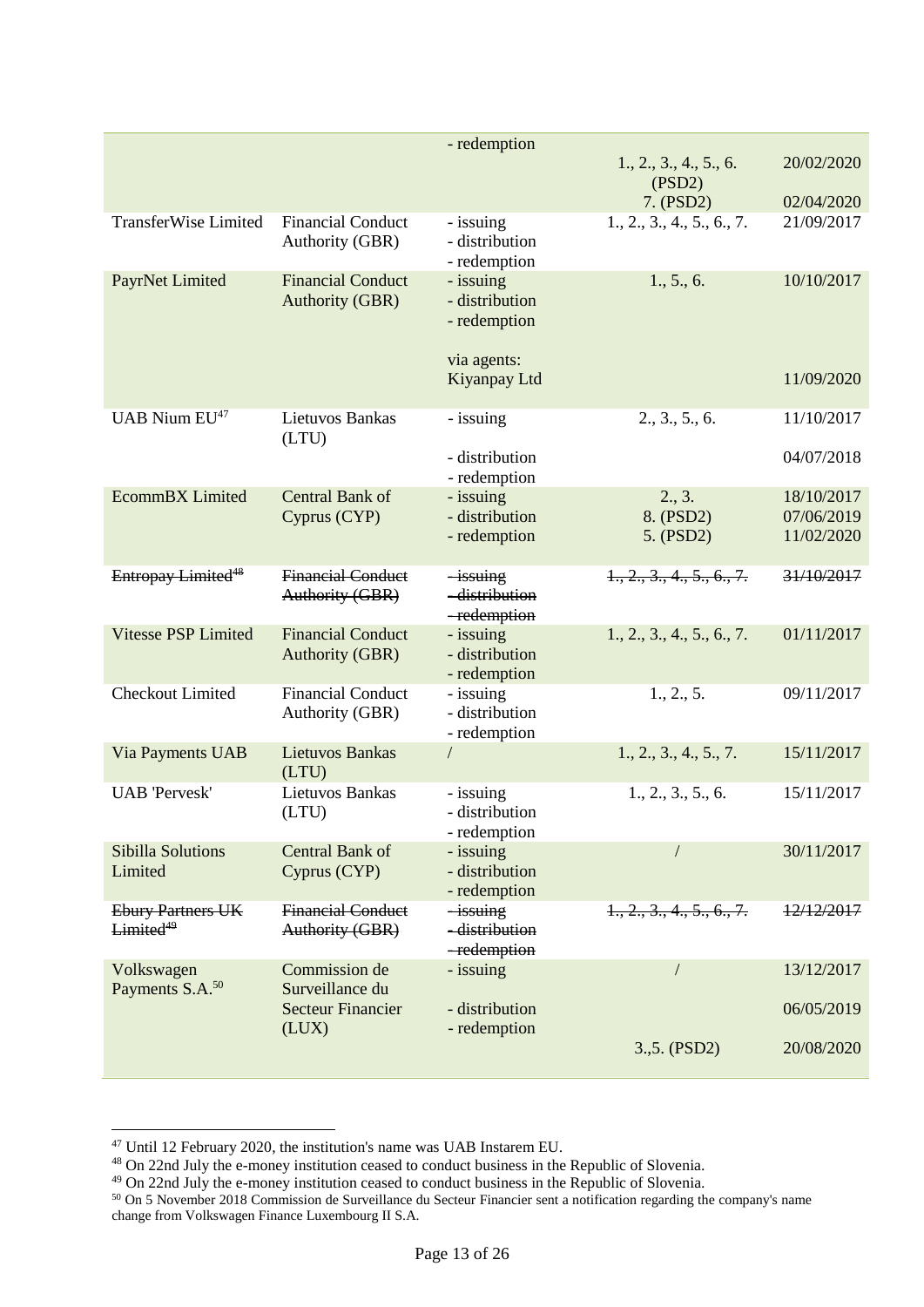| | | | | |
|---|---|---|---|---|
| | | - redemption | 1., 2., 3., 4., 5., 6. (PSD2)<br>7. (PSD2) | 20/02/2020<br>02/04/2020 |
| TransferWise Limited | Financial Conduct Authority (GBR) | - issuing<br>- distribution<br>- redemption | 1., 2., 3., 4., 5., 6., 7. | 21/09/2017 |
| PayrNet Limited | Financial Conduct Authority (GBR) | - issuing<br>- distribution<br>- redemption<br><br>via agents:<br>Kiyanpay Ltd | 1., 5., 6. | 10/10/2017<br><br><br><br>11/09/2020 |
| UAB Nium EU[47] | Lietuvos Bankas (LTU) | - issuing<br>- distribution<br>- redemption | 2., 3., 5., 6. | 11/10/2017<br>04/07/2018 |
| EcommBX Limited | Central Bank of Cyprus (CYP) | - issuing<br>- distribution<br>- redemption | 2., 3.<br>8. (PSD2)<br>5. (PSD2) | 18/10/2017<br>07/06/2019<br>11/02/2020 |
| ~~Entropay Limited~~[48] | ~~Financial Conduct Authority (GBR)~~ | ~~- issuing~~<br>~~- distribution~~<br>~~- redemption~~ | ~~1., 2., 3., 4., 5., 6., 7.~~ | ~~31/10/2017~~ |
| Vitesse PSP Limited | Financial Conduct Authority (GBR) | - issuing<br>- distribution<br>- redemption | 1., 2., 3., 4., 5., 6., 7. | 01/11/2017 |
| Checkout Limited | Financial Conduct Authority (GBR) | - issuing<br>- distribution<br>- redemption | 1., 2., 5. | 09/11/2017 |
| Via Payments UAB | Lietuvos Bankas (LTU) | / | 1., 2., 3., 4., 5., 7. | 15/11/2017 |
| UAB 'Pervesk' | Lietuvos Bankas (LTU) | - issuing<br>- distribution<br>- redemption | 1., 2., 3., 5., 6. | 15/11/2017 |
| Sibilla Solutions Limited | Central Bank of Cyprus (CYP) | - issuing<br>- distribution<br>- redemption | / | 30/11/2017 |
| ~~Ebury Partners UK Limited~~[49] | ~~Financial Conduct Authority (GBR)~~ | ~~- issuing~~<br>~~- distribution~~<br>~~- redemption~~ | ~~1., 2., 3., 4., 5., 6., 7.~~ | ~~12/12/2017~~ |
| Volkswagen Payments S.A.[50] | Commission de Surveillance du Secteur Financier (LUX) | - issuing<br>- distribution<br>- redemption | /<br><br><br>3.,5. (PSD2) | 13/12/2017<br>06/05/2019<br><br>20/08/2020 |

[47] Until 12 February 2020, the institution's name was UAB Instarem EU.

[48] On 22nd July the e-money institution ceased to conduct business in the Republic of Slovenia.

[49] On 22nd July the e-money institution ceased to conduct business in the Republic of Slovenia.

[50] On 5 November 2018 Commission de Surveillance du Secteur Financier sent a notification regarding the company's name change from Volkswagen Finance Luxembourg II S.A.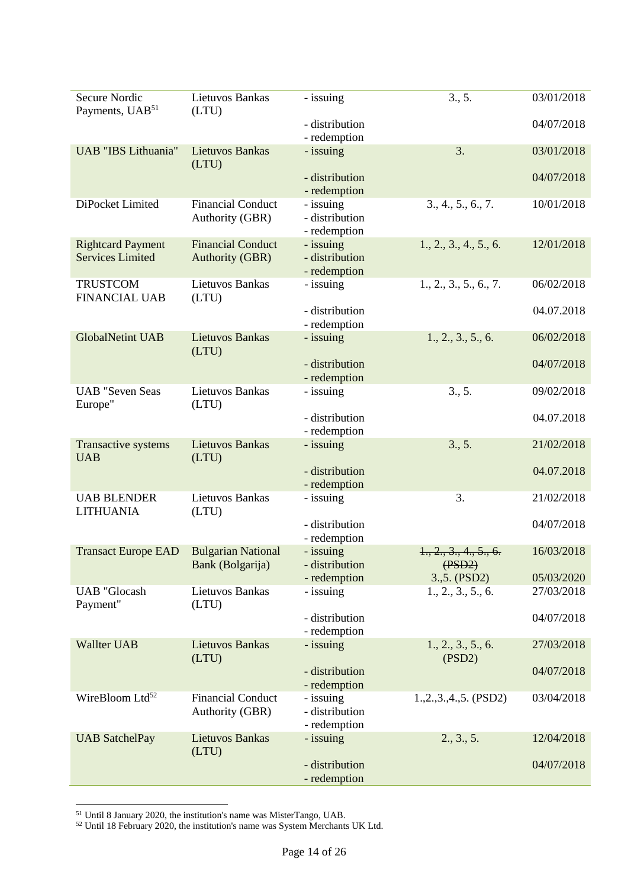| | | | | |
|---|---|---|---|---|
| Secure Nordic Payments, UAB[51] | Lietuvos Bankas (LTU) | - issuing | 3., 5. | 03/01/2018 |
| | | - distribution<br>- redemption | | 04/07/2018 |
| UAB "IBS Lithuania" | Lietuvos Bankas (LTU) | - issuing | 3. | 03/01/2018 |
| | | - distribution<br>- redemption | | 04/07/2018 |
| DiPocket Limited | Financial Conduct Authority (GBR) | - issuing<br>- distribution<br>- redemption | 3., 4., 5., 6., 7. | 10/01/2018 |
| Rightcard Payment Services Limited | Financial Conduct Authority (GBR) | - issuing<br>- distribution<br>- redemption | 1., 2., 3., 4., 5., 6. | 12/01/2018 |
| TRUSTCOM FINANCIAL UAB | Lietuvos Bankas (LTU) | - issuing | 1., 2., 3., 5., 6., 7. | 06/02/2018 |
| | | - distribution<br>- redemption | | 04.07.2018 |
| GlobalNetint UAB | Lietuvos Bankas (LTU) | - issuing | 1., 2., 3., 5., 6. | 06/02/2018 |
| | | - distribution<br>- redemption | | 04/07/2018 |
| UAB "Seven Seas Europe" | Lietuvos Bankas (LTU) | - issuing | 3., 5. | 09/02/2018 |
| | | - distribution<br>- redemption | | 04.07.2018 |
| Transactive systems UAB | Lietuvos Bankas (LTU) | - issuing | 3., 5. | 21/02/2018 |
| | | - distribution<br>- redemption | | 04.07.2018 |
| UAB BLENDER LITHUANIA | Lietuvos Bankas (LTU) | - issuing | 3. | 21/02/2018 |
| | | - distribution<br>- redemption | | 04/07/2018 |
| Transact Europe EAD | Bulgarian National Bank (Bolgarija) | - issuing<br>- distribution<br>- redemption | ~~1., 2., 3., 4., 5., 6. (PSD2)~~<br>3.,5. (PSD2) | 16/03/2018<br><br>05/03/2020 |
| UAB "Glocash Payment" | Lietuvos Bankas (LTU) | - issuing | 1., 2., 3., 5., 6. | 27/03/2018 |
| | | - distribution<br>- redemption | | 04/07/2018 |
| Wallter UAB | Lietuvos Bankas (LTU) | - issuing | 1., 2., 3., 5., 6. (PSD2) | 27/03/2018 |
| | | - distribution<br>- redemption | | 04/07/2018 |
| WireBloom Ltd[52] | Financial Conduct Authority (GBR) | - issuing<br>- distribution<br>- redemption | 1.,2.,3.,4.,5. (PSD2) | 03/04/2018 |
| UAB SatchelPay | Lietuvos Bankas (LTU) | - issuing | 2., 3., 5. | 12/04/2018 |
| | | - distribution<br>- redemption | | 04/07/2018 |

[51] Until 8 January 2020, the institution's name was MisterTango, UAB.
[52] Until 18 February 2020, the institution's name was System Merchants UK Ltd.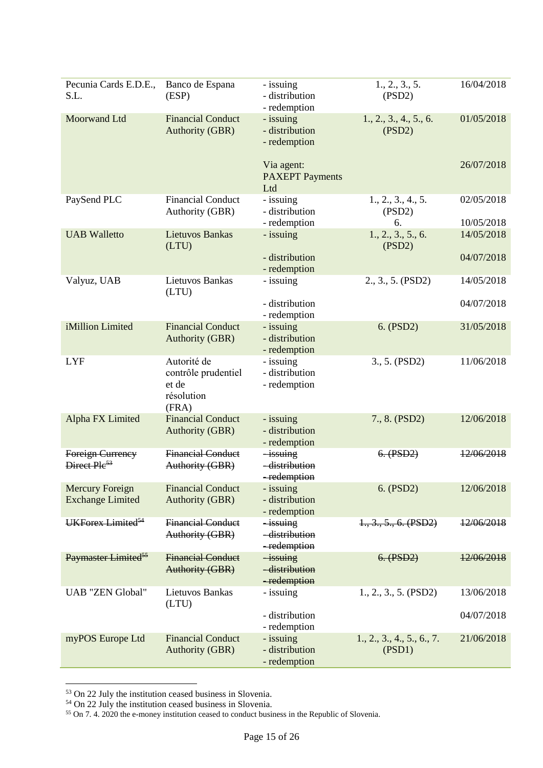| | | | | |
|---|---|---|---|---|
| Pecunia Cards E.D.E., S.L. | Banco de Espana (ESP) | - issuing<br>- distribution<br>- redemption | 1., 2., 3., 5. (PSD2) | 16/04/2018 |
| Moorwand Ltd | Financial Conduct Authority (GBR) | - issuing<br>- distribution<br>- redemption<br><br>Via agent: PAXEPT Payments Ltd | 1., 2., 3., 4., 5., 6. (PSD2) | 01/05/2018<br><br>26/07/2018 |
| PaySend PLC | Financial Conduct Authority (GBR) | - issuing<br>- distribution<br>- redemption | 1., 2., 3., 4., 5. (PSD2)<br>6. | 02/05/2018<br><br>10/05/2018 |
| UAB Walletto | Lietuvos Bankas (LTU) | - issuing<br><br>- distribution<br>- redemption | 1., 2., 3., 5., 6. (PSD2) | 14/05/2018<br><br>04/07/2018 |
| Valyuz, UAB | Lietuvos Bankas (LTU) | - issuing<br><br>- distribution<br>- redemption | 2., 3., 5. (PSD2) | 14/05/2018<br><br>04/07/2018 |
| iMillion Limited | Financial Conduct Authority (GBR) | - issuing<br>- distribution<br>- redemption | 6. (PSD2) | 31/05/2018 |
| LYF | Autorité de contrôle prudentiel et de résolution (FRA) | - issuing<br>- distribution<br>- redemption | 3., 5. (PSD2) | 11/06/2018 |
| Alpha FX Limited | Financial Conduct Authority (GBR) | - issuing<br>- distribution<br>- redemption | 7., 8. (PSD2) | 12/06/2018 |
| ~~Foreign Currency Direct Plc~~[53] | ~~Financial Conduct Authority (GBR)~~ | ~~- issuing~~<br>~~- distribution~~<br>~~- redemption~~ | ~~6. (PSD2)~~ | ~~12/06/2018~~ |
| Mercury Foreign Exchange Limited | Financial Conduct Authority (GBR) | - issuing<br>- distribution<br>- redemption | 6. (PSD2) | 12/06/2018 |
| ~~UKForex Limited~~[54] | ~~Financial Conduct Authority (GBR)~~ | ~~- issuing~~<br>~~- distribution~~<br>~~- redemption~~ | ~~1., 3., 5., 6. (PSD2)~~ | ~~12/06/2018~~ |
| ~~Paymaster Limited~~[55] | ~~Financial Conduct Authority (GBR)~~ | ~~- issuing~~<br>~~- distribution~~<br>~~- redemption~~ | ~~6. (PSD2)~~ | ~~12/06/2018~~ |
| UAB "ZEN Global" | Lietuvos Bankas (LTU) | - issuing<br><br>- distribution<br>- redemption | 1., 2., 3., 5. (PSD2) | 13/06/2018<br><br>04/07/2018 |
| myPOS Europe Ltd | Financial Conduct Authority (GBR) | - issuing<br>- distribution<br>- redemption | 1., 2., 3., 4., 5., 6., 7. (PSD1) | 21/06/2018 |

[53] On 22 July the institution ceased business in Slovenia.
[54] On 22 July the institution ceased business in Slovenia.
[55] On 7. 4. 2020 the e-money institution ceased to conduct business in the Republic of Slovenia.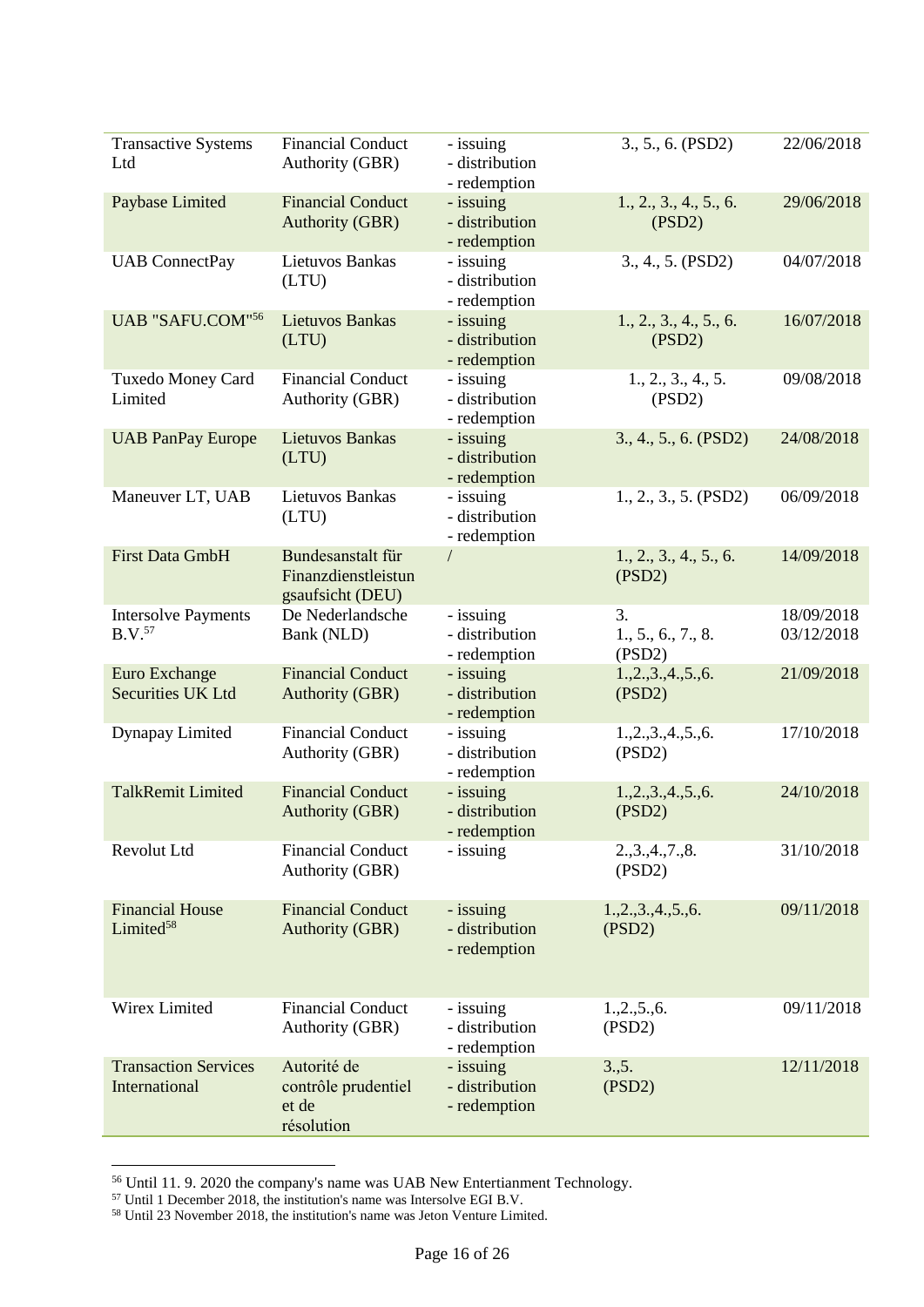| | | | | |
|---|---|---|---|---|
| Transactive Systems Ltd | Financial Conduct Authority (GBR) | - issuing<br>- distribution<br>- redemption | 3., 5., 6. (PSD2) | 22/06/2018 |
| Paybase Limited | Financial Conduct Authority (GBR) | - issuing<br>- distribution<br>- redemption | 1., 2., 3., 4., 5., 6. (PSD2) | 29/06/2018 |
| UAB ConnectPay | Lietuvos Bankas (LTU) | - issuing<br>- distribution<br>- redemption | 3., 4., 5. (PSD2) | 04/07/2018 |
| UAB "SAFU.COM"[56] | Lietuvos Bankas (LTU) | - issuing<br>- distribution<br>- redemption | 1., 2., 3., 4., 5., 6. (PSD2) | 16/07/2018 |
| Tuxedo Money Card Limited | Financial Conduct Authority (GBR) | - issuing<br>- distribution<br>- redemption | 1., 2., 3., 4., 5. (PSD2) | 09/08/2018 |
| UAB PanPay Europe | Lietuvos Bankas (LTU) | - issuing<br>- distribution<br>- redemption | 3., 4., 5., 6. (PSD2) | 24/08/2018 |
| Maneuver LT, UAB | Lietuvos Bankas (LTU) | - issuing<br>- distribution<br>- redemption | 1., 2., 3., 5. (PSD2) | 06/09/2018 |
| First Data GmbH | Bundesanstalt für Finanzdienstleistungsaufsicht (DEU) | / | 1., 2., 3., 4., 5., 6. (PSD2) | 14/09/2018 |
| Intersolve Payments B.V.[57] | De Nederlandsche Bank (NLD) | - issuing<br>- distribution<br>- redemption | 3.<br>1., 5., 6., 7., 8. (PSD2) | 18/09/2018<br>03/12/2018 |
| Euro Exchange Securities UK Ltd | Financial Conduct Authority (GBR) | - issuing<br>- distribution<br>- redemption | 1.,2.,3.,4.,5.,6. (PSD2) | 21/09/2018 |
| Dynapay Limited | Financial Conduct Authority (GBR) | - issuing<br>- distribution<br>- redemption | 1.,2.,3.,4.,5.,6. (PSD2) | 17/10/2018 |
| TalkRemit Limited | Financial Conduct Authority (GBR) | - issuing<br>- distribution<br>- redemption | 1.,2.,3.,4.,5.,6. (PSD2) | 24/10/2018 |
| Revolut Ltd | Financial Conduct Authority (GBR) | - issuing | 2.,3.,4.,7.,8. (PSD2) | 31/10/2018 |
| Financial House Limited[58] | Financial Conduct Authority (GBR) | - issuing<br>- distribution<br>- redemption | 1.,2.,3.,4.,5.,6. (PSD2) | 09/11/2018 |
| Wirex Limited | Financial Conduct Authority (GBR) | - issuing<br>- distribution<br>- redemption | 1.,2.,5.,6. (PSD2) | 09/11/2018 |
| Transaction Services International | Autorité de contrôle prudentiel et de résolution | - issuing<br>- distribution<br>- redemption | 3.,5. (PSD2) | 12/11/2018 |

[56] Until 11. 9. 2020 the company's name was UAB New Entertianment Technology.
[57] Until 1 December 2018, the institution's name was Intersolve EGI B.V.
[58] Until 23 November 2018, the institution's name was Jeton Venture Limited.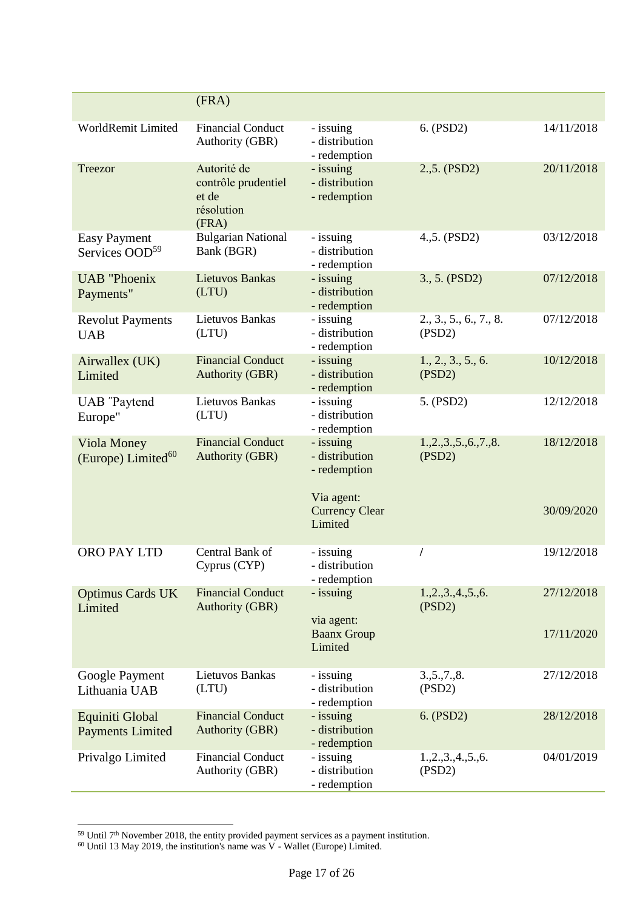| | | | | |
|---|---|---|---|---|
| | (FRA) | | | |
| WorldRemit Limited | Financial Conduct Authority (GBR) | - issuing<br>- distribution<br>- redemption | 6. (PSD2) | 14/11/2018 |
| Treezor | Autorité de contrôle prudentiel et de résolution (FRA) | - issuing<br>- distribution<br>- redemption | 2.,5. (PSD2) | 20/11/2018 |
| Easy Payment Services OOD[59] | Bulgarian National Bank (BGR) | - issuing<br>- distribution<br>- redemption | 4.,5. (PSD2) | 03/12/2018 |
| UAB "Phoenix Payments" | Lietuvos Bankas (LTU) | - issuing<br>- distribution<br>- redemption | 3., 5. (PSD2) | 07/12/2018 |
| Revolut Payments UAB | Lietuvos Bankas (LTU) | - issuing<br>- distribution<br>- redemption | 2., 3., 5., 6., 7., 8. (PSD2) | 07/12/2018 |
| Airwallex (UK) Limited | Financial Conduct Authority (GBR) | - issuing<br>- distribution<br>- redemption | 1., 2., 3., 5., 6. (PSD2) | 10/12/2018 |
| UAB ″Paytend Europe" | Lietuvos Bankas (LTU) | - issuing<br>- distribution<br>- redemption | 5. (PSD2) | 12/12/2018 |
| Viola Money (Europe) Limited[60] | Financial Conduct Authority (GBR) | - issuing<br>- distribution<br>- redemption<br><br>Via agent:<br>Currency Clear Limited | 1.,2.,3.,5.,6.,7.,8. (PSD2) | 18/12/2018<br><br><br>30/09/2020 |
| ORO PAY LTD | Central Bank of Cyprus (CYP) | - issuing<br>- distribution<br>- redemption | / | 19/12/2018 |
| Optimus Cards UK Limited | Financial Conduct Authority (GBR) | - issuing<br><br>via agent:<br>Baanx Group Limited | 1.,2.,3.,4.,5.,6. (PSD2) | 27/12/2018<br><br><br>17/11/2020 |
| Google Payment Lithuania UAB | Lietuvos Bankas (LTU) | - issuing<br>- distribution<br>- redemption | 3.,5.,7.,8. (PSD2) | 27/12/2018 |
| Equiniti Global Payments Limited | Financial Conduct Authority (GBR) | - issuing<br>- distribution<br>- redemption | 6. (PSD2) | 28/12/2018 |
| Privalgo Limited | Financial Conduct Authority (GBR) | - issuing<br>- distribution<br>- redemption | 1.,2.,3.,4.,5.,6. (PSD2) | 04/01/2019 |

[59] Until 7th November 2018, the entity provided payment services as a payment institution.
[60] Until 13 May 2019, the institution's name was V - Wallet (Europe) Limited.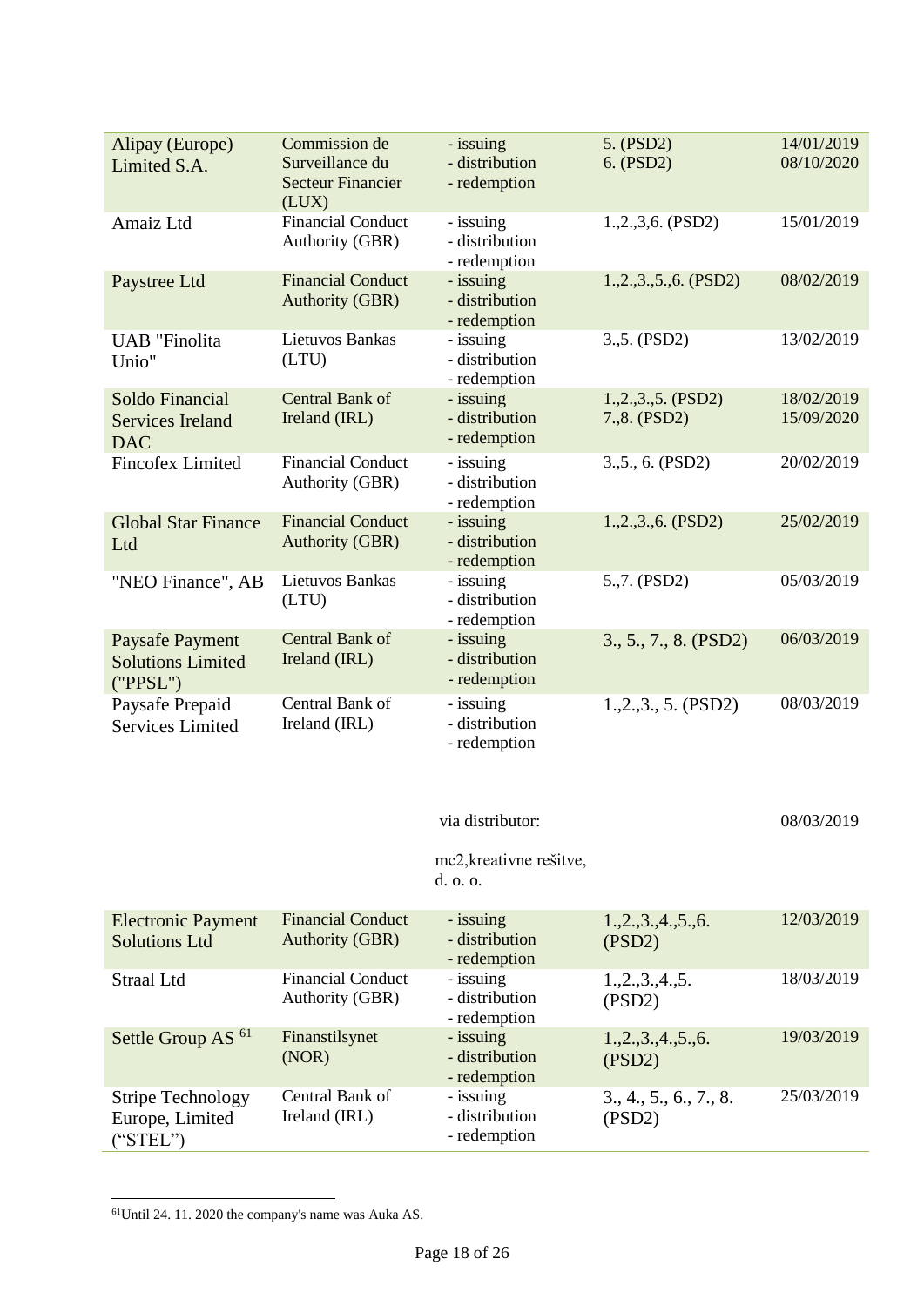| | | | | |
|---|---|---|---|---|
| Alipay (Europe) Limited S.A. | Commission de Surveillance du Secteur Financier (LUX) | - issuing<br>- distribution<br>- redemption | 5. (PSD2)<br>6. (PSD2) | 14/01/2019<br>08/10/2020 |
| Amaiz Ltd | Financial Conduct Authority (GBR) | - issuing<br>- distribution<br>- redemption | 1.,2.,3,6. (PSD2) | 15/01/2019 |
| Paystree Ltd | Financial Conduct Authority (GBR) | - issuing<br>- distribution<br>- redemption | 1.,2.,3.,5.,6. (PSD2) | 08/02/2019 |
| UAB "Finolita Unio" | Lietuvos Bankas (LTU) | - issuing<br>- distribution<br>- redemption | 3.,5. (PSD2) | 13/02/2019 |
| Soldo Financial Services Ireland DAC | Central Bank of Ireland (IRL) | - issuing<br>- distribution<br>- redemption | 1.,2.,3.,5. (PSD2)<br>7.,8. (PSD2) | 18/02/2019<br>15/09/2020 |
| Fincofex Limited | Financial Conduct Authority (GBR) | - issuing<br>- distribution<br>- redemption | 3.,5., 6. (PSD2) | 20/02/2019 |
| Global Star Finance Ltd | Financial Conduct Authority (GBR) | - issuing<br>- distribution<br>- redemption | 1.,2.,3.,6. (PSD2) | 25/02/2019 |
| "NEO Finance", AB | Lietuvos Bankas (LTU) | - issuing<br>- distribution<br>- redemption | 5.,7. (PSD2) | 05/03/2019 |
| Paysafe Payment Solutions Limited ("PPSL") | Central Bank of Ireland (IRL) | - issuing<br>- distribution<br>- redemption | 3., 5., 7., 8. (PSD2) | 06/03/2019 |
| Paysafe Prepaid Services Limited | Central Bank of Ireland (IRL) | - issuing<br>- distribution<br>- redemption<br><br>via distributor:<br><br>mc2,kreativne rešitve, d. o. o. | 1.,2.,3., 5. (PSD2) | 08/03/2019<br><br><br>08/03/2019 |
| Electronic Payment Solutions Ltd | Financial Conduct Authority (GBR) | - issuing<br>- distribution<br>- redemption | 1.,2.,3.,4.,5.,6. (PSD2) | 12/03/2019 |
| Straal Ltd | Financial Conduct Authority (GBR) | - issuing<br>- distribution<br>- redemption | 1.,2.,3.,4.,5. (PSD2) | 18/03/2019 |
| Settle Group AS [61] | Finanstilsynet (NOR) | - issuing<br>- distribution<br>- redemption | 1.,2.,3.,4.,5.,6. (PSD2) | 19/03/2019 |
| Stripe Technology Europe, Limited ("STEL") | Central Bank of Ireland (IRL) | - issuing<br>- distribution<br>- redemption | 3., 4., 5., 6., 7., 8. (PSD2) | 25/03/2019 |

[61] Until 24. 11. 2020 the company's name was Auka AS.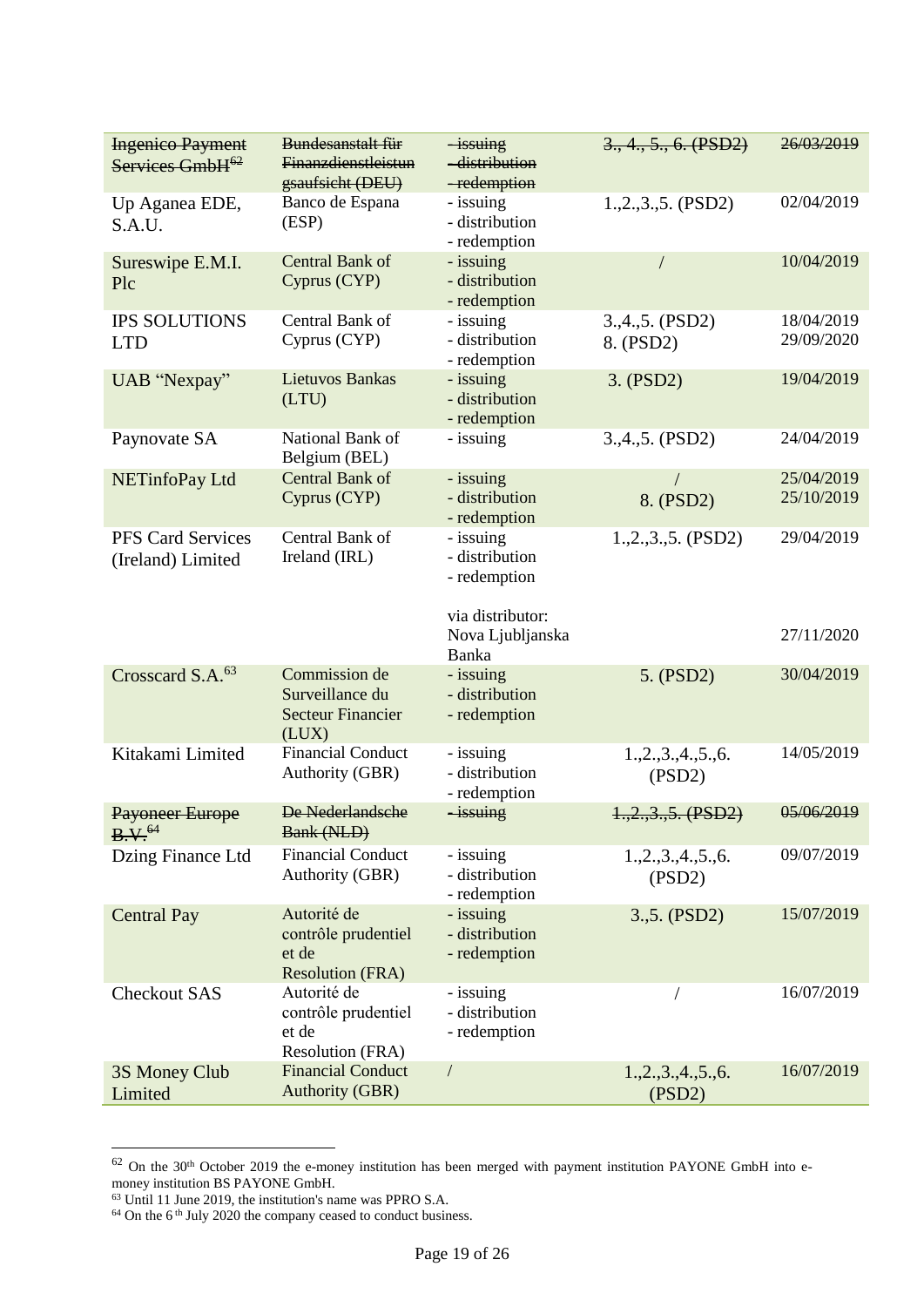| ~~Ingenico Payment Services GmbH~~[62] | ~~Bundesanstalt für Finanzdienstleistungsaufsicht (DEU)~~ | ~~- issuing~~<br>~~- distribution~~<br>~~- redemption~~ | ~~3., 4., 5., 6. (PSD2)~~ | ~~26/03/2019~~ |
|---|---|---|---|---|
| Up Aganea EDE, S.A.U. | Banco de Espana (ESP) | - issuing<br>- distribution<br>- redemption | 1.,2.,3.,5. (PSD2) | 02/04/2019 |
| Sureswipe E.M.I. Plc | Central Bank of Cyprus (CYP) | - issuing<br>- distribution<br>- redemption | / | 10/04/2019 |
| IPS SOLUTIONS LTD | Central Bank of Cyprus (CYP) | - issuing<br>- distribution<br>- redemption | 3.,4.,5. (PSD2)<br>8. (PSD2) | 18/04/2019<br>29/09/2020 |
| UAB "Nexpay" | Lietuvos Bankas (LTU) | - issuing<br>- distribution<br>- redemption | 3. (PSD2) | 19/04/2019 |
| Paynovate SA | National Bank of Belgium (BEL) | - issuing | 3.,4.,5. (PSD2) | 24/04/2019 |
| NETinfoPay Ltd | Central Bank of Cyprus (CYP) | - issuing<br>- distribution<br>- redemption | /<br>8. (PSD2) | 25/04/2019<br>25/10/2019 |
| PFS Card Services (Ireland) Limited | Central Bank of Ireland (IRL) | - issuing<br>- distribution<br>- redemption<br><br>via distributor: Nova Ljubljanska Banka | 1.,2.,3.,5. (PSD2) | 29/04/2019<br><br><br><br>27/11/2020 |
| Crosscard S.A.[63] | Commission de Surveillance du Secteur Financier (LUX) | - issuing<br>- distribution<br>- redemption | 5. (PSD2) | 30/04/2019 |
| Kitakami Limited | Financial Conduct Authority (GBR) | - issuing<br>- distribution<br>- redemption | 1.,2.,3.,4.,5.,6. (PSD2) | 14/05/2019 |
| ~~Payoneer Europe B.V.~~[64] | ~~De Nederlandsche Bank (NLD)~~ | ~~- issuing~~ | ~~1.,2.,3.,5. (PSD2)~~ | ~~05/06/2019~~ |
| Dzing Finance Ltd | Financial Conduct Authority (GBR) | - issuing<br>- distribution<br>- redemption | 1.,2.,3.,4.,5.,6. (PSD2) | 09/07/2019 |
| Central Pay | Autorité de contrôle prudentiel et de Resolution (FRA) | - issuing<br>- distribution<br>- redemption | 3.,5. (PSD2) | 15/07/2019 |
| Checkout SAS | Autorité de contrôle prudentiel et de Resolution (FRA) | - issuing<br>- distribution<br>- redemption | / | 16/07/2019 |
| 3S Money Club Limited | Financial Conduct Authority (GBR) | / | 1.,2.,3.,4.,5.,6. (PSD2) | 16/07/2019 |

[62] On the 30th October 2019 the e-money institution has been merged with payment institution PAYONE GmbH into e-money institution BS PAYONE GmbH.

[63] Until 11 June 2019, the institution's name was PPRO S.A.

[64] On the 6th July 2020 the company ceased to conduct business.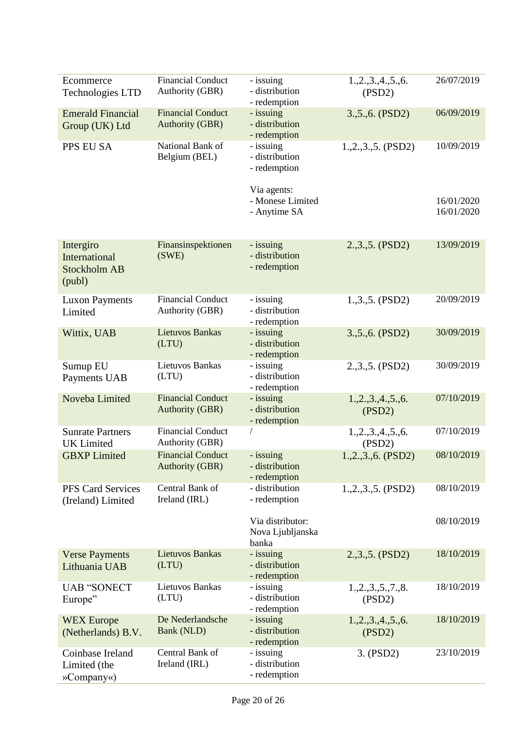| | | | | |
|---|---|---|---|---|
| Ecommerce Technologies LTD | Financial Conduct Authority (GBR) | - issuing<br>- distribution<br>- redemption | 1.,2.,3.,4.,5.,6. (PSD2) | 26/07/2019 |
| Emerald Financial Group (UK) Ltd | Financial Conduct Authority (GBR) | - issuing<br>- distribution<br>- redemption | 3.,5.,6. (PSD2) | 06/09/2019 |
| PPS EU SA | National Bank of Belgium (BEL) | - issuing<br>- distribution<br>- redemption<br><br>Via agents:<br>- Monese Limited<br>- Anytime SA | 1.,2.,3.,5. (PSD2) | 10/09/2019<br><br><br><br><br>16/01/2020<br>16/01/2020 |
| Intergiro International Stockholm AB (publ) | Finansinspektionen (SWE) | - issuing<br>- distribution<br>- redemption | 2.,3.,5. (PSD2) | 13/09/2019 |
| Luxon Payments Limited | Financial Conduct Authority (GBR) | - issuing<br>- distribution<br>- redemption | 1.,3.,5. (PSD2) | 20/09/2019 |
| Wittix, UAB | Lietuvos Bankas (LTU) | - issuing<br>- distribution<br>- redemption | 3.,5.,6. (PSD2) | 30/09/2019 |
| Sumup EU Payments UAB | Lietuvos Bankas (LTU) | - issuing<br>- distribution<br>- redemption | 2.,3.,5. (PSD2) | 30/09/2019 |
| Noveba Limited | Financial Conduct Authority (GBR) | - issuing<br>- distribution<br>- redemption | 1.,2.,3.,4.,5.,6. (PSD2) | 07/10/2019 |
| Sunrate Partners UK Limited | Financial Conduct Authority (GBR) | / | 1.,2.,3.,4.,5.,6. (PSD2) | 07/10/2019 |
| GBXP Limited | Financial Conduct Authority (GBR) | - issuing<br>- distribution<br>- redemption | 1.,2.,3.,6. (PSD2) | 08/10/2019 |
| PFS Card Services (Ireland) Limited | Central Bank of Ireland (IRL) | - distribution<br>- redemption<br><br>Via distributor:<br>Nova Ljubljanska banka | 1.,2.,3.,5. (PSD2) | 08/10/2019<br><br><br>08/10/2019 |
| Verse Payments Lithuania UAB | Lietuvos Bankas (LTU) | - issuing<br>- distribution<br>- redemption | 2.,3.,5. (PSD2) | 18/10/2019 |
| UAB "SONECT Europe" | Lietuvos Bankas (LTU) | - issuing<br>- distribution<br>- redemption | 1.,2.,3.,5.,7.,8. (PSD2) | 18/10/2019 |
| WEX Europe (Netherlands) B.V. | De Nederlandsche Bank (NLD) | - issuing<br>- distribution<br>- redemption | 1.,2.,3.,4.,5.,6. (PSD2) | 18/10/2019 |
| Coinbase Ireland Limited (the »Company«) | Central Bank of Ireland (IRL) | - issuing<br>- distribution<br>- redemption | 3. (PSD2) | 23/10/2019 |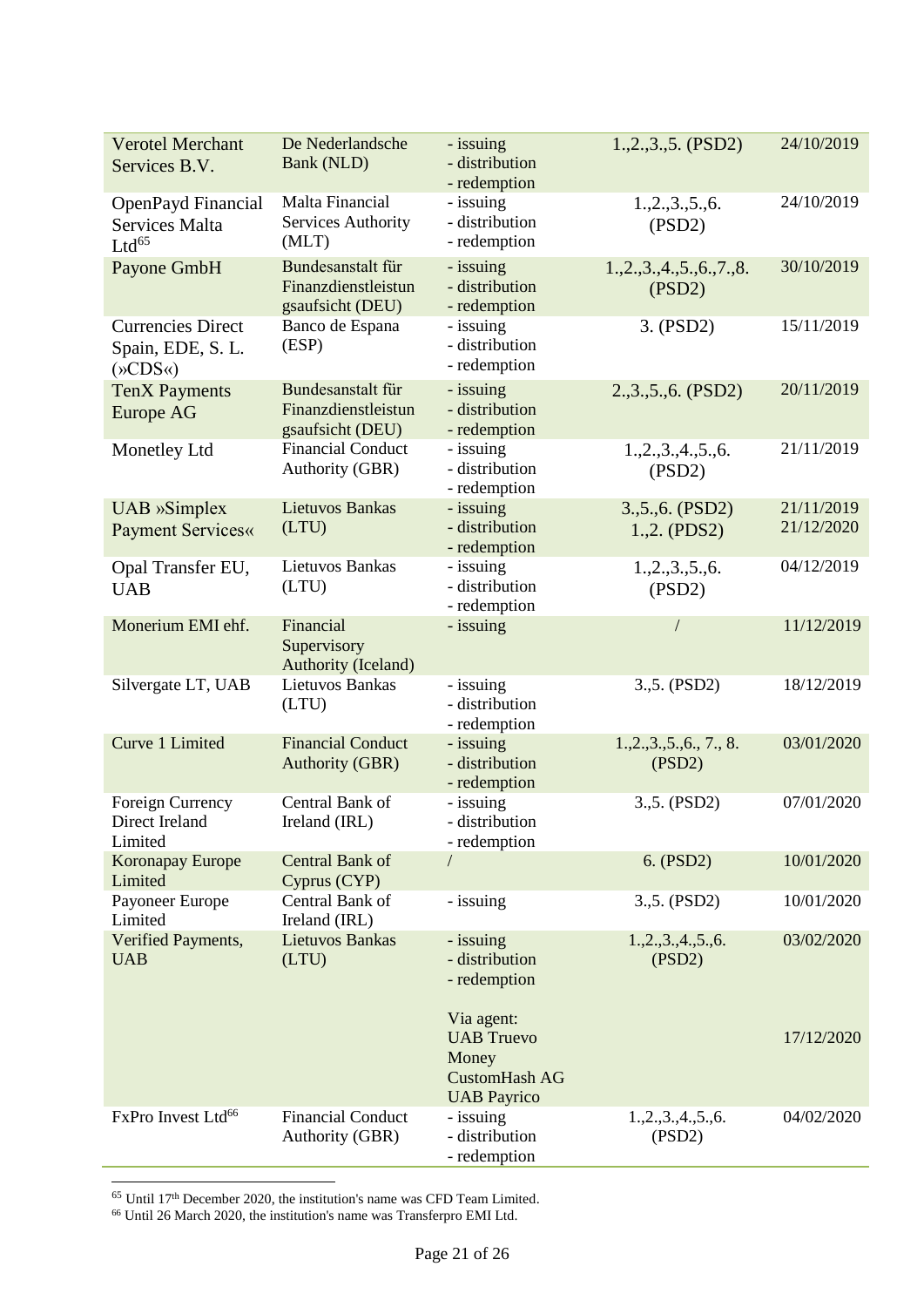| | | | | |
|---|---|---|---|---|
| Verotel Merchant Services B.V. | De Nederlandsche Bank (NLD) | - issuing<br>- distribution<br>- redemption | 1.,2.,3.,5. (PSD2) | 24/10/2019 |
| OpenPayd Financial Services Malta Ltd[65] | Malta Financial Services Authority (MLT) | - issuing<br>- distribution<br>- redemption | 1.,2.,3.,5.,6. (PSD2) | 24/10/2019 |
| Payone GmbH | Bundesanstalt für Finanzdienstleistungsaufsicht (DEU) | - issuing<br>- distribution<br>- redemption | 1.,2.,3.,4.,5.,6.,7.,8. (PSD2) | 30/10/2019 |
| Currencies Direct Spain, EDE, S. L. (»CDS«) | Banco de Espana (ESP) | - issuing<br>- distribution<br>- redemption | 3. (PSD2) | 15/11/2019 |
| TenX Payments Europe AG | Bundesanstalt für Finanzdienstleistungsaufsicht (DEU) | - issuing<br>- distribution<br>- redemption | 2.,3.,5.,6. (PSD2) | 20/11/2019 |
| Monetley Ltd | Financial Conduct Authority (GBR) | - issuing<br>- distribution<br>- redemption | 1.,2.,3.,4.,5.,6. (PSD2) | 21/11/2019 |
| UAB »Simplex Payment Services« | Lietuvos Bankas (LTU) | - issuing<br>- distribution<br>- redemption | 3.,5.,6. (PSD2)<br>1.,2. (PDS2) | 21/11/2019<br>21/12/2020 |
| Opal Transfer EU, UAB | Lietuvos Bankas (LTU) | - issuing<br>- distribution<br>- redemption | 1.,2.,3.,5.,6. (PSD2) | 04/12/2019 |
| Monerium EMI ehf. | Financial Supervisory Authority (Iceland) | - issuing | / | 11/12/2019 |
| Silvergate LT, UAB | Lietuvos Bankas (LTU) | - issuing<br>- distribution<br>- redemption | 3.,5. (PSD2) | 18/12/2019 |
| Curve 1 Limited | Financial Conduct Authority (GBR) | - issuing<br>- distribution<br>- redemption | 1.,2.,3.,5.,6., 7., 8. (PSD2) | 03/01/2020 |
| Foreign Currency Direct Ireland Limited | Central Bank of Ireland (IRL) | - issuing<br>- distribution<br>- redemption | 3.,5. (PSD2) | 07/01/2020 |
| Koronapay Europe Limited | Central Bank of Cyprus (CYP) | / | 6. (PSD2) | 10/01/2020 |
| Payoneer Europe Limited | Central Bank of Ireland (IRL) | - issuing | 3.,5. (PSD2) | 10/01/2020 |
| Verified Payments, UAB | Lietuvos Bankas (LTU) | - issuing<br>- distribution<br>- redemption<br><br>Via agent:<br>UAB Truevo Money<br>CustomHash AG<br>UAB Payrico | 1.,2.,3.,4.,5.,6. (PSD2) | 03/02/2020<br><br><br><br>17/12/2020 |
| FxPro Invest Ltd[66] | Financial Conduct Authority (GBR) | - issuing<br>- distribution<br>- redemption | 1.,2.,3.,4.,5.,6. (PSD2) | 04/02/2020 |

[65] Until 17th December 2020, the institution's name was CFD Team Limited.
[66] Until 26 March 2020, the institution's name was Transferpro EMI Ltd.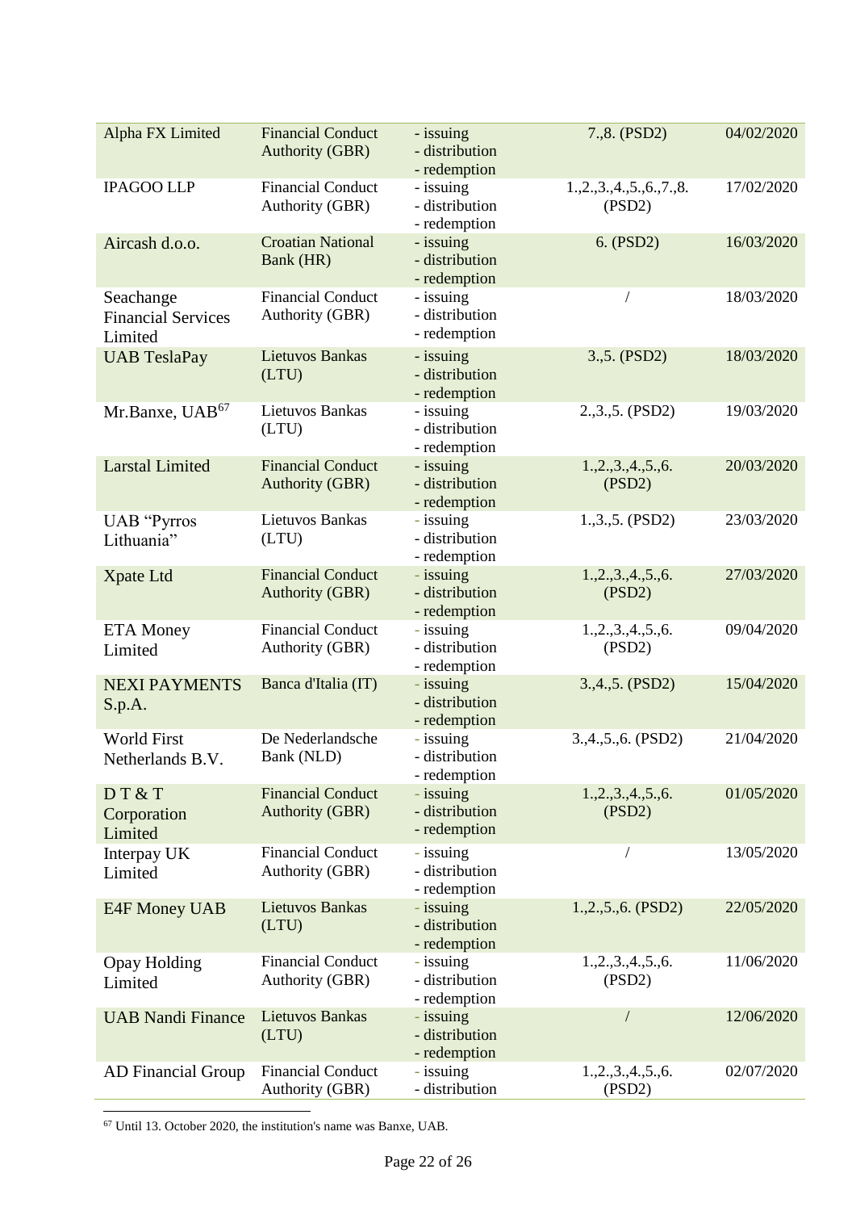| | | | | |
|---|---|---|---|---|
| Alpha FX Limited | Financial Conduct Authority (GBR) | - issuing<br>- distribution<br>- redemption | 7.,8. (PSD2) | 04/02/2020 |
| IPAGOO LLP | Financial Conduct Authority (GBR) | - issuing<br>- distribution<br>- redemption | 1.,2.,3.,4.,5.,6.,7.,8. (PSD2) | 17/02/2020 |
| Aircash d.o.o. | Croatian National Bank (HR) | - issuing<br>- distribution<br>- redemption | 6. (PSD2) | 16/03/2020 |
| Seachange Financial Services Limited | Financial Conduct Authority (GBR) | - issuing<br>- distribution<br>- redemption | / | 18/03/2020 |
| UAB TeslaPay | Lietuvos Bankas (LTU) | - issuing<br>- distribution<br>- redemption | 3.,5. (PSD2) | 18/03/2020 |
| Mr.Banxe, UAB[67] | Lietuvos Bankas (LTU) | - issuing<br>- distribution<br>- redemption | 2.,3.,5. (PSD2) | 19/03/2020 |
| Larstal Limited | Financial Conduct Authority (GBR) | - issuing<br>- distribution<br>- redemption | 1.,2.,3.,4.,5.,6. (PSD2) | 20/03/2020 |
| UAB "Pyrros Lithuania" | Lietuvos Bankas (LTU) | - issuing<br>- distribution<br>- redemption | 1.,3.,5. (PSD2) | 23/03/2020 |
| Xpate Ltd | Financial Conduct Authority (GBR) | - issuing<br>- distribution<br>- redemption | 1.,2.,3.,4.,5.,6. (PSD2) | 27/03/2020 |
| ETA Money Limited | Financial Conduct Authority (GBR) | - issuing<br>- distribution<br>- redemption | 1.,2.,3.,4.,5.,6. (PSD2) | 09/04/2020 |
| NEXI PAYMENTS S.p.A. | Banca d'Italia (IT) | - issuing<br>- distribution<br>- redemption | 3.,4.,5. (PSD2) | 15/04/2020 |
| World First Netherlands B.V. | De Nederlandsche Bank (NLD) | - issuing<br>- distribution<br>- redemption | 3.,4.,5.,6. (PSD2) | 21/04/2020 |
| D T & T Corporation Limited | Financial Conduct Authority (GBR) | - issuing<br>- distribution<br>- redemption | 1.,2.,3.,4.,5.,6. (PSD2) | 01/05/2020 |
| Interpay UK Limited | Financial Conduct Authority (GBR) | - issuing<br>- distribution<br>- redemption | / | 13/05/2020 |
| E4F Money UAB | Lietuvos Bankas (LTU) | - issuing<br>- distribution<br>- redemption | 1.,2.,5.,6. (PSD2) | 22/05/2020 |
| Opay Holding Limited | Financial Conduct Authority (GBR) | - issuing<br>- distribution<br>- redemption | 1.,2.,3.,4.,5.,6. (PSD2) | 11/06/2020 |
| UAB Nandi Finance | Lietuvos Bankas (LTU) | - issuing<br>- distribution<br>- redemption | / | 12/06/2020 |
| AD Financial Group | Financial Conduct Authority (GBR) | - issuing<br>- distribution | 1.,2.,3.,4.,5.,6. (PSD2) | 02/07/2020 |

[67] Until 13. October 2020, the institution's name was Banxe, UAB.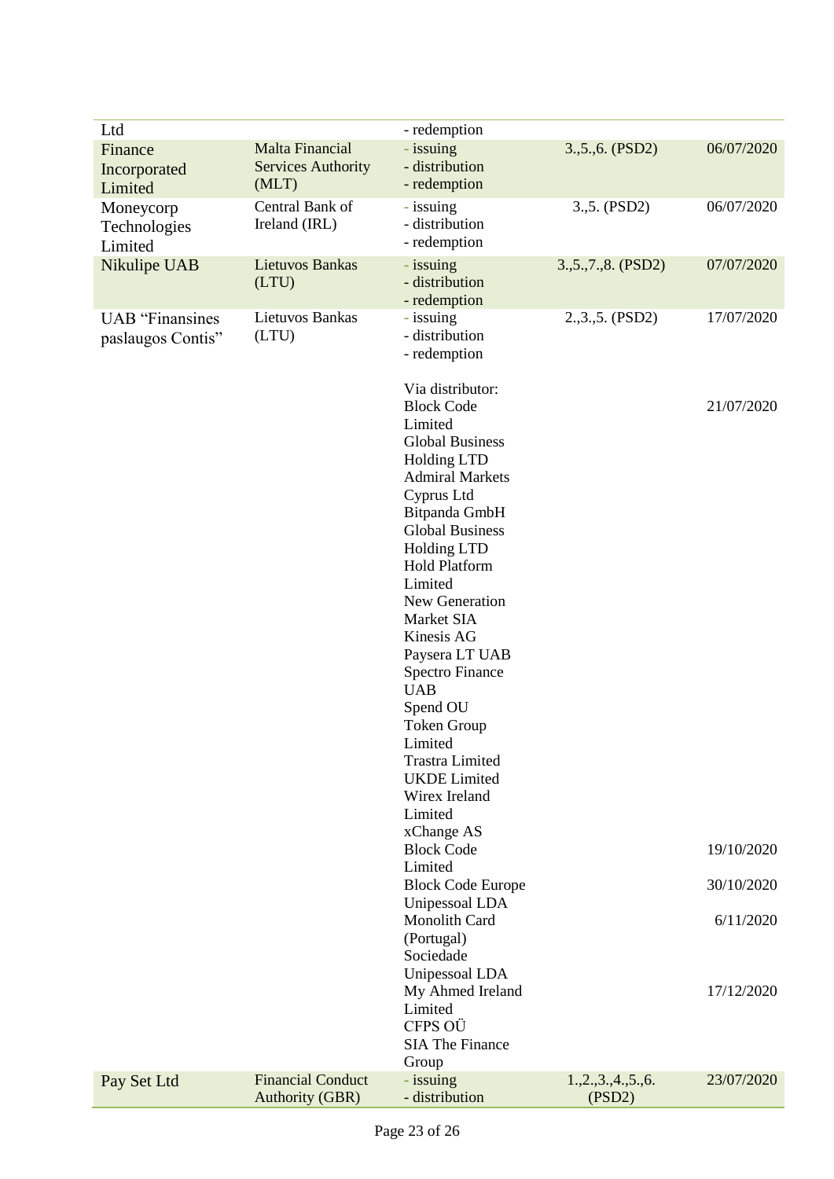| | | | | |
|---|---|---|---|---|
| Ltd | | - redemption | | |
| Finance Incorporated Limited | Malta Financial Services Authority (MLT) | - issuing<br>- distribution<br>- redemption | 3.,5.,6. (PSD2) | 06/07/2020 |
| Moneycorp Technologies Limited | Central Bank of Ireland (IRL) | - issuing<br>- distribution<br>- redemption | 3.,5. (PSD2) | 06/07/2020 |
| Nikulipe UAB | Lietuvos Bankas (LTU) | - issuing<br>- distribution<br>- redemption | 3.,5.,7.,8. (PSD2) | 07/07/2020 |
| UAB "Finansines paslaugos Contis" | Lietuvos Bankas (LTU) | - issuing<br>- distribution<br>- redemption | 2.,3.,5. (PSD2) | 17/07/2020 |
| | | Via distributor:<br>Block Code Limited<br>Global Business Holding LTD<br>Admiral Markets Cyprus Ltd<br>Bitpanda GmbH<br>Global Business Holding LTD<br>Hold Platform Limited<br>New Generation Market SIA<br>Kinesis AG<br>Paysera LT UAB<br>Spectro Finance UAB<br>Spend OU<br>Token Group Limited<br>Trastra Limited<br>UKDE Limited<br>Wirex Ireland Limited<br>xChange AS | | 21/07/2020 |
| | | Block Code Limited | | 19/10/2020 |
| | | Block Code Europe Unipessoal LDA | | 30/10/2020 |
| | | Monolith Card (Portugal) Sociedade Unipessoal LDA | | 6/11/2020 |
| | | My Ahmed Ireland Limited<br>CFPS OÜ<br>SIA The Finance Group | | 17/12/2020 |
| Pay Set Ltd | Financial Conduct Authority (GBR) | - issuing<br>- distribution | 1.,2.,3.,4.,5.,6. (PSD2) | 23/07/2020 |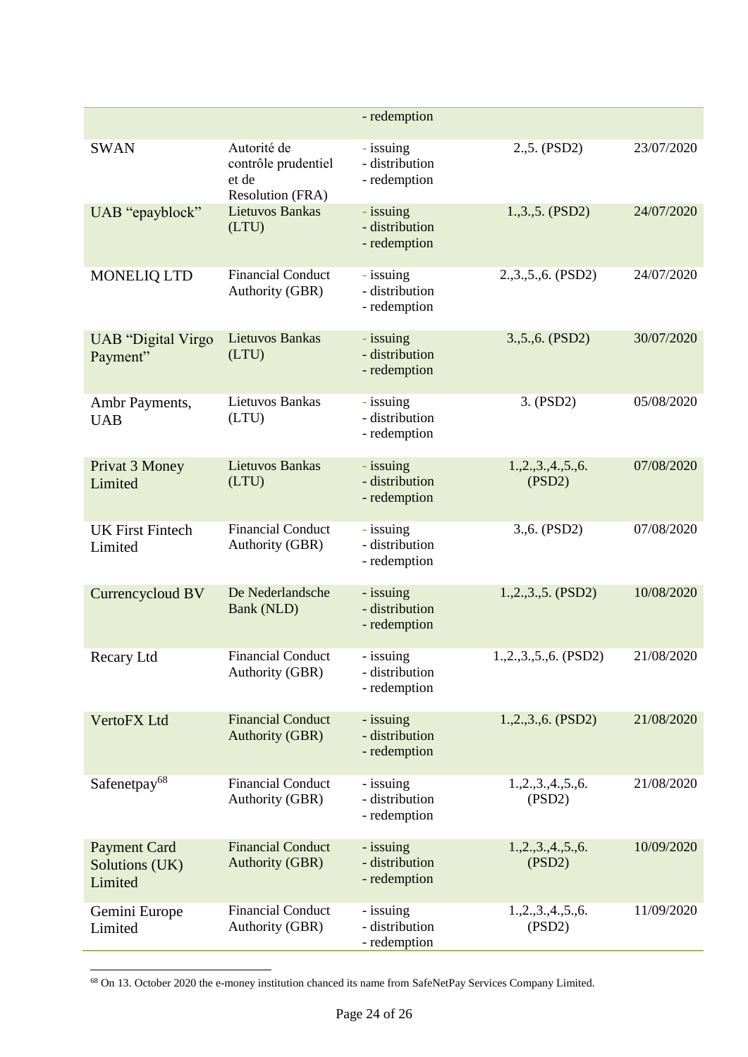| | | - redemption | | |
|---|---|---|---|---|
| SWAN | Autorité de contrôle prudentiel et de Resolution (FRA) | - issuing<br>- distribution<br>- redemption | 2.,5. (PSD2) | 23/07/2020 |
| UAB "epayblock" | Lietuvos Bankas (LTU) | - issuing<br>- distribution<br>- redemption | 1.,3.,5. (PSD2) | 24/07/2020 |
| MONELIQ LTD | Financial Conduct Authority (GBR) | - issuing<br>- distribution<br>- redemption | 2.,3.,5.,6. (PSD2) | 24/07/2020 |
| UAB "Digital Virgo Payment" | Lietuvos Bankas (LTU) | - issuing<br>- distribution<br>- redemption | 3.,5.,6. (PSD2) | 30/07/2020 |
| Ambr Payments, UAB | Lietuvos Bankas (LTU) | - issuing<br>- distribution<br>- redemption | 3. (PSD2) | 05/08/2020 |
| Privat 3 Money Limited | Lietuvos Bankas (LTU) | - issuing<br>- distribution<br>- redemption | 1.,2.,3.,4.,5.,6. (PSD2) | 07/08/2020 |
| UK First Fintech Limited | Financial Conduct Authority (GBR) | - issuing<br>- distribution<br>- redemption | 3.,6. (PSD2) | 07/08/2020 |
| Currencycloud BV | De Nederlandsche Bank (NLD) | - issuing<br>- distribution<br>- redemption | 1.,2.,3.,5. (PSD2) | 10/08/2020 |
| Recary Ltd | Financial Conduct Authority (GBR) | - issuing<br>- distribution<br>- redemption | 1.,2.,3.,5.,6. (PSD2) | 21/08/2020 |
| VertoFX Ltd | Financial Conduct Authority (GBR) | - issuing<br>- distribution<br>- redemption | 1.,2.,3.,6. (PSD2) | 21/08/2020 |
| Safenetpay[68] | Financial Conduct Authority (GBR) | - issuing<br>- distribution<br>- redemption | 1.,2.,3.,4.,5.,6. (PSD2) | 21/08/2020 |
| Payment Card Solutions (UK) Limited | Financial Conduct Authority (GBR) | - issuing<br>- distribution<br>- redemption | 1.,2.,3.,4.,5.,6. (PSD2) | 10/09/2020 |
| Gemini Europe Limited | Financial Conduct Authority (GBR) | - issuing<br>- distribution<br>- redemption | 1.,2.,3.,4.,5.,6. (PSD2) | 11/09/2020 |

[68] On 13. October 2020 the e-money institution chanced its name from SafeNetPay Services Company Limited.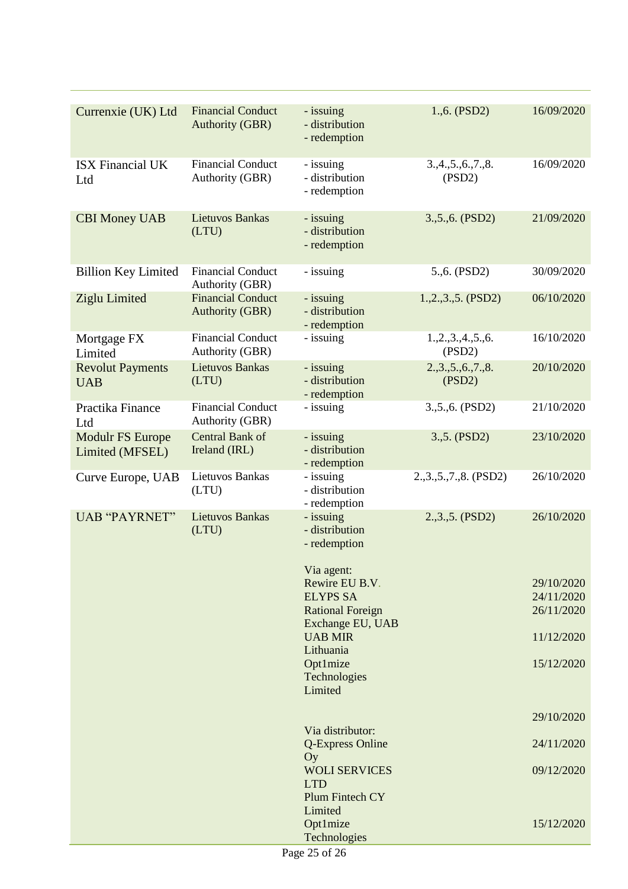| | | | | |
|---|---|---|---|---|
| Currenxie (UK) Ltd | Financial Conduct Authority (GBR) | - issuing<br>- distribution<br>- redemption | 1.,6. (PSD2) | 16/09/2020 |
| ISX Financial UK Ltd | Financial Conduct Authority (GBR) | - issuing<br>- distribution<br>- redemption | 3.,4.,5.,6.,7.,8. (PSD2) | 16/09/2020 |
| CBI Money UAB | Lietuvos Bankas (LTU) | - issuing<br>- distribution<br>- redemption | 3.,5.,6. (PSD2) | 21/09/2020 |
| Billion Key Limited | Financial Conduct Authority (GBR) | - issuing | 5.,6. (PSD2) | 30/09/2020 |
| Ziglu Limited | Financial Conduct Authority (GBR) | - issuing<br>- distribution<br>- redemption | 1.,2.,3.,5. (PSD2) | 06/10/2020 |
| Mortgage FX Limited | Financial Conduct Authority (GBR) | - issuing | 1.,2.,3.,4.,5.,6. (PSD2) | 16/10/2020 |
| Revolut Payments UAB | Lietuvos Bankas (LTU) | - issuing<br>- distribution<br>- redemption | 2.,3.,5.,6.,7.,8. (PSD2) | 20/10/2020 |
| Practika Finance Ltd | Financial Conduct Authority (GBR) | - issuing | 3.,5.,6. (PSD2) | 21/10/2020 |
| Modulr FS Europe Limited (MFSEL) | Central Bank of Ireland (IRL) | - issuing<br>- distribution<br>- redemption | 3.,5. (PSD2) | 23/10/2020 |
| Curve Europe, UAB | Lietuvos Bankas (LTU) | - issuing<br>- distribution<br>- redemption | 2.,3.,5.,7.,8. (PSD2) | 26/10/2020 |
| UAB "PAYRNET" | Lietuvos Bankas (LTU) | - issuing<br>- distribution<br>- redemption | 2.,3.,5. (PSD2) | 26/10/2020 |
| | | Via agent: | | |
| | | Rewire EU B.V. | | 29/10/2020 |
| | | ELYPS SA | | 24/11/2020 |
| | | Rational Foreign Exchange EU, UAB | | 26/11/2020 |
| | | UAB MIR Lithuania | | 11/12/2020 |
| | | Opt1mize Technologies Limited | | 15/12/2020 |
| | | Via distributor: | | |
| | | Q-Express Online Oy | | 29/10/2020 |
| | | WOLI SERVICES LTD | | 24/11/2020 |
| | | Plum Fintech CY Limited | | 09/12/2020 |
| | | Opt1mize Technologies | | 15/12/2020 |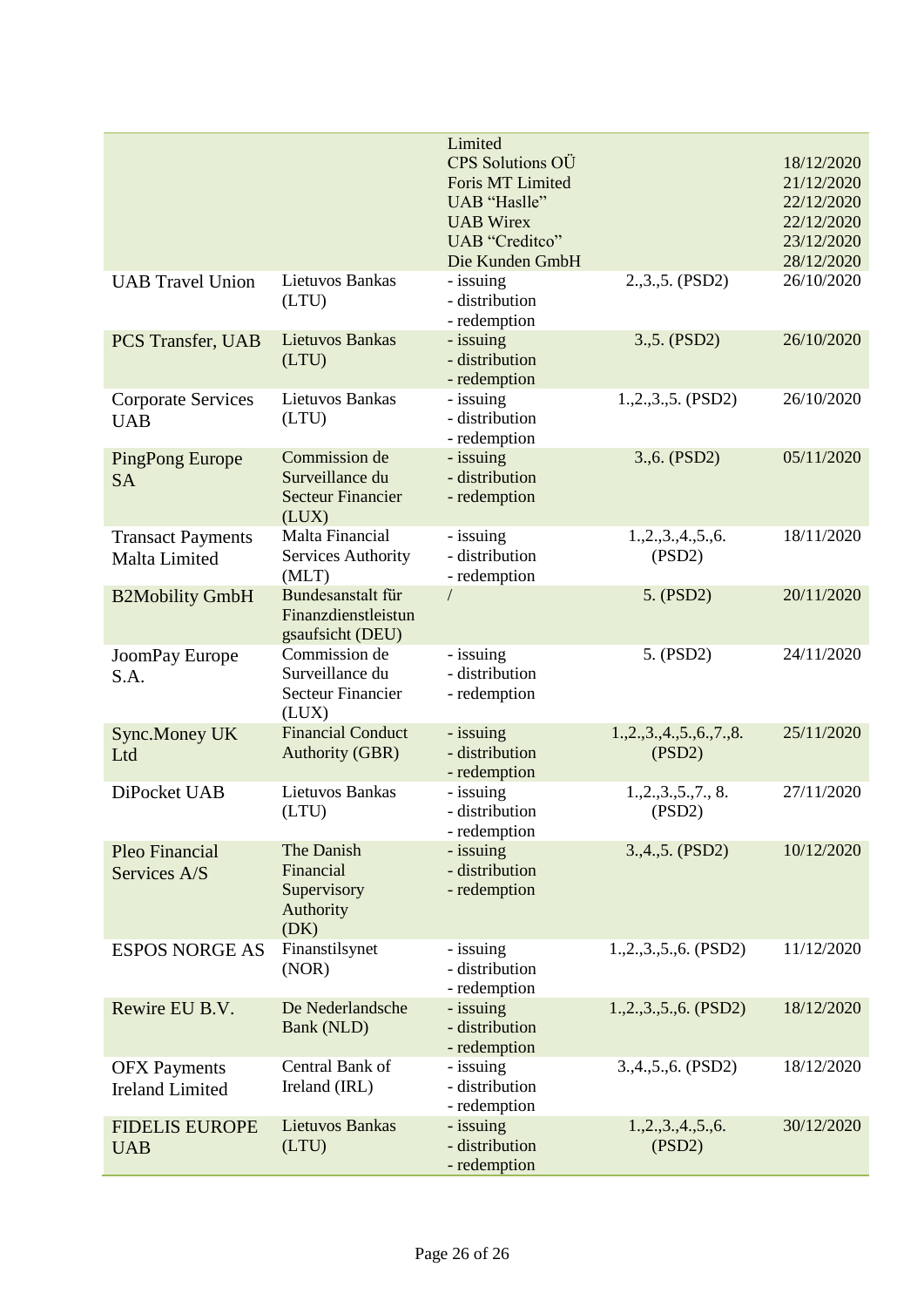| | | | | |
|---|---|---|---|---|
| | | Limited<br>CPS Solutions OÜ<br>Foris MT Limited<br>UAB "Haslle"<br>UAB Wirex<br>UAB "Creditco"<br>Die Kunden GmbH | | <br>18/12/2020<br>21/12/2020<br>22/12/2020<br>22/12/2020<br>23/12/2020<br>28/12/2020 |
| UAB Travel Union | Lietuvos Bankas (LTU) | - issuing<br>- distribution<br>- redemption | 2.,3.,5. (PSD2) | 26/10/2020 |
| PCS Transfer, UAB | Lietuvos Bankas (LTU) | - issuing<br>- distribution<br>- redemption | 3.,5. (PSD2) | 26/10/2020 |
| Corporate Services UAB | Lietuvos Bankas (LTU) | - issuing<br>- distribution<br>- redemption | 1.,2.,3.,5. (PSD2) | 26/10/2020 |
| PingPong Europe SA | Commission de Surveillance du Secteur Financier (LUX) | - issuing<br>- distribution<br>- redemption | 3.,6. (PSD2) | 05/11/2020 |
| Transact Payments Malta Limited | Malta Financial Services Authority (MLT) | - issuing<br>- distribution<br>- redemption | 1.,2.,3.,4.,5.,6. (PSD2) | 18/11/2020 |
| B2Mobility GmbH | Bundesanstalt für Finanzdienstleistungsaufsicht (DEU) | / | 5. (PSD2) | 20/11/2020 |
| JoomPay Europe S.A. | Commission de Surveillance du Secteur Financier (LUX) | - issuing<br>- distribution<br>- redemption | 5. (PSD2) | 24/11/2020 |
| Sync.Money UK Ltd | Financial Conduct Authority (GBR) | - issuing<br>- distribution<br>- redemption | 1.,2.,3.,4.,5.,6.,7.,8. (PSD2) | 25/11/2020 |
| DiPocket UAB | Lietuvos Bankas (LTU) | - issuing<br>- distribution<br>- redemption | 1.,2.,3.,5.,7., 8. (PSD2) | 27/11/2020 |
| Pleo Financial Services A/S | The Danish Financial Supervisory Authority (DK) | - issuing<br>- distribution<br>- redemption | 3.,4.,5. (PSD2) | 10/12/2020 |
| ESPOS NORGE AS | Finanstilsynet (NOR) | - issuing<br>- distribution<br>- redemption | 1.,2.,3.,5.,6. (PSD2) | 11/12/2020 |
| Rewire EU B.V. | De Nederlandsche Bank (NLD) | - issuing<br>- distribution<br>- redemption | 1.,2.,3.,5.,6. (PSD2) | 18/12/2020 |
| OFX Payments Ireland Limited | Central Bank of Ireland (IRL) | - issuing<br>- distribution<br>- redemption | 3.,4.,5.,6. (PSD2) | 18/12/2020 |
| FIDELIS EUROPE UAB | Lietuvos Bankas (LTU) | - issuing<br>- distribution<br>- redemption | 1.,2.,3.,4.,5.,6. (PSD2) | 30/12/2020 |